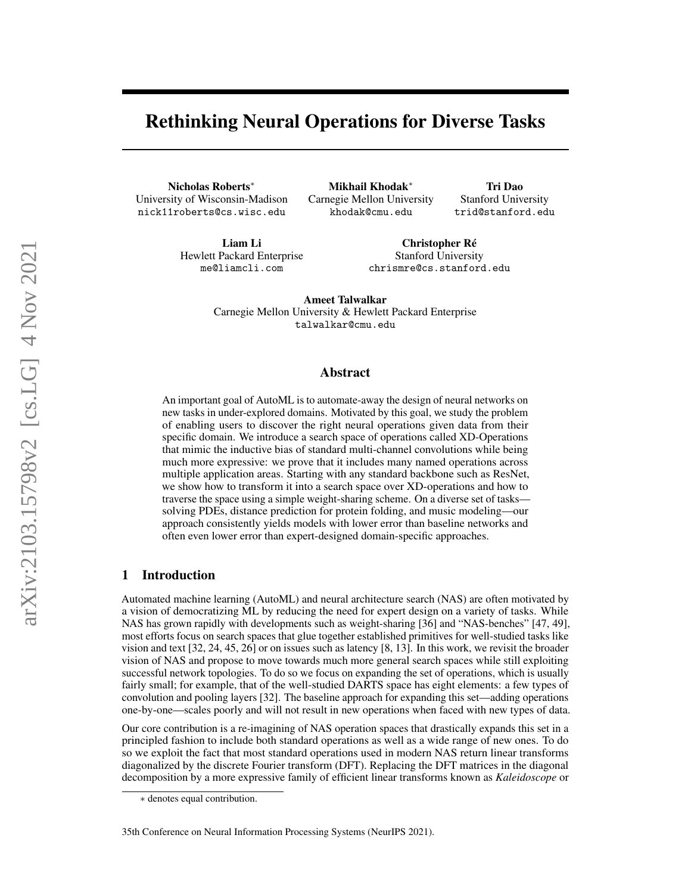# Rethinking Neural Operations for Diverse Tasks

**Nicholas Roberts***
University of Wisconsin-Madison
nick11roberts@cs.wisc.edu

**Mikhail Khodak***
Carnegie Mellon University
khodak@cmu.edu

**Tri Dao**
Stanford University
trid@stanford.edu

**Liam Li**
Hewlett Packard Enterprise
me@liamcli.com

**Christopher Ré**
Stanford University
chrismre@cs.stanford.edu

**Ameet Talwalkar**
Carnegie Mellon University & Hewlett Packard Enterprise
talwalkar@cmu.edu

## Abstract

An important goal of AutoML is to automate-away the design of neural networks on new tasks in under-explored domains. Motivated by this goal, we study the problem of enabling users to discover the right neural operations given data from their specific domain. We introduce a search space of operations called XD-Operations that mimic the inductive bias of standard multi-channel convolutions while being much more expressive: we prove that it includes many named operations across multiple application areas. Starting with any standard backbone such as ResNet, we show how to transform it into a search space over XD-operations and how to traverse the space using a simple weight-sharing scheme. On a diverse set of tasks—solving PDEs, distance prediction for protein folding, and music modeling—our approach consistently yields models with lower error than baseline networks and often even lower error than expert-designed domain-specific approaches.

## 1 Introduction

Automated machine learning (AutoML) and neural architecture search (NAS) are often motivated by a vision of democratizing ML by reducing the need for expert design on a variety of tasks. While NAS has grown rapidly with developments such as weight-sharing [36] and "NAS-benches" [47, 49], most efforts focus on search spaces that glue together established primitives for well-studied tasks like vision and text [32, 24, 45, 26] or on issues such as latency [8, 13]. In this work, we revisit the broader vision of NAS and propose to move towards much more general search spaces while still exploiting successful network topologies. To do so we focus on expanding the set of operations, which is usually fairly small; for example, that of the well-studied DARTS space has eight elements: a few types of convolution and pooling layers [32]. The baseline approach for expanding this set—adding operations one-by-one—scales poorly and will not result in new operations when faced with new types of data.

Our core contribution is a re-imagining of NAS operation spaces that drastically expands this set in a principled fashion to include both standard operations as well as a wide range of new ones. To do so we exploit the fact that most standard operations used in modern NAS return linear transforms diagonalized by the discrete Fourier transform (DFT). Replacing the DFT matrices in the diagonal decomposition by a more expressive family of efficient linear transforms known as *Kaleidoscope* or

* denotes equal contribution.

35th Conference on Neural Information Processing Systems (NeurIPS 2021).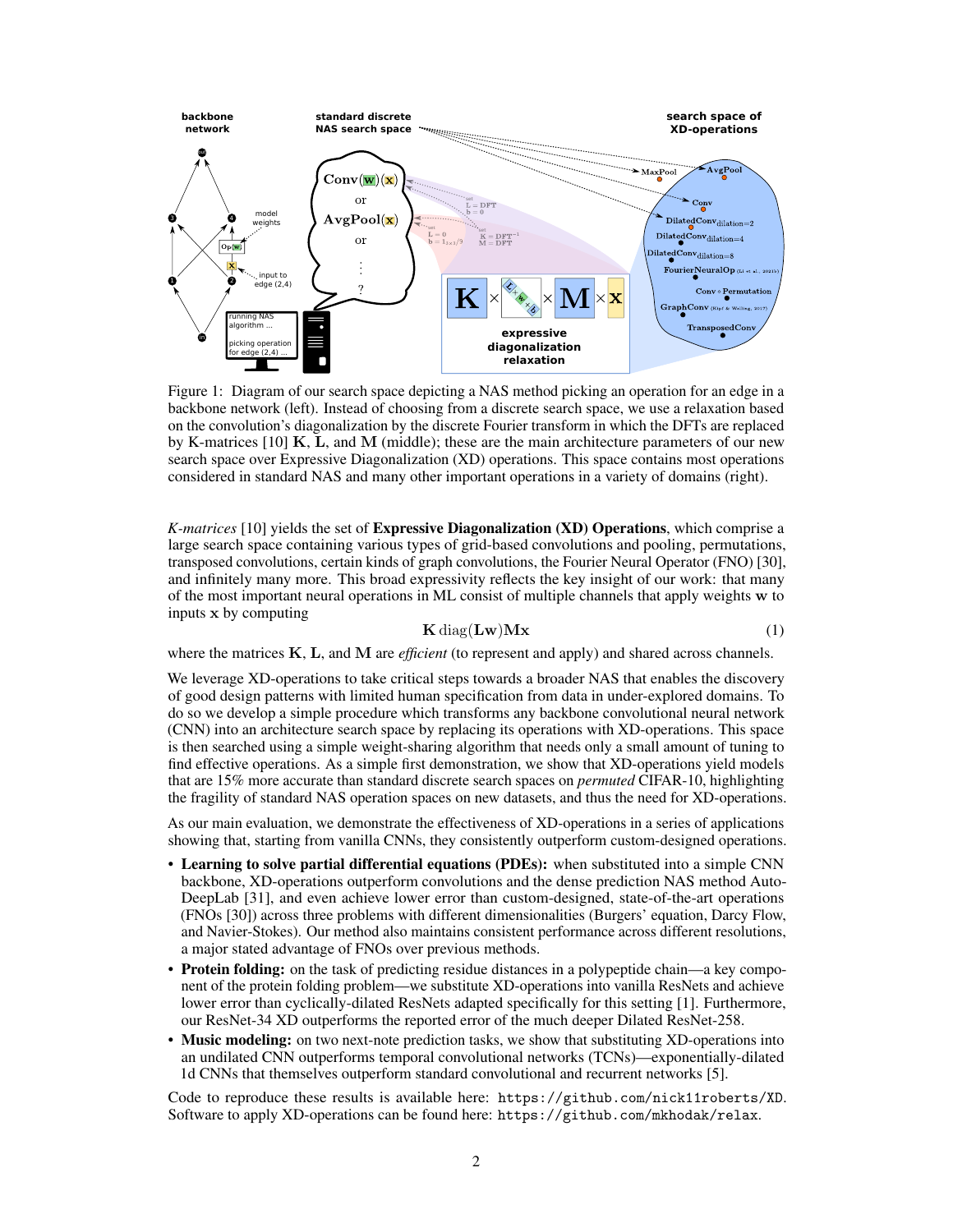Figure 1: Diagram of our search space depicting a NAS method picking an operation for an edge in a backbone network (left). Instead of choosing from a discrete search space, we use a relaxation based on the convolution's diagonalization by the discrete Fourier transform in which the DFTs are replaced by K-matrices [10] $\mathbf{K}$, $\mathbf{L}$, and $\mathbf{M}$ (middle); these are the main architecture parameters of our new search space over Expressive Diagonalization (XD) operations. This space contains most operations considered in standard NAS and many other important operations in a variety of domains (right).

*K-matrices* [10] yields the set of **Expressive Diagonalization (XD) Operations**, which comprise a large search space containing various types of grid-based convolutions and pooling, permutations, transposed convolutions, certain kinds of graph convolutions, the Fourier Neural Operator (FNO) [30], and infinitely many more. This broad expressivity reflects the key insight of our work: that many of the most important neural operations in ML consist of multiple channels that apply weights $\mathbf{w}$ to inputs $\mathbf{x}$ by computing

$$\mathbf{K}\,\mathrm{diag}(\mathbf{L}\mathbf{w})\mathbf{M}\mathbf{x} \tag{1}$$

where the matrices $\mathbf{K}$, $\mathbf{L}$, and $\mathbf{M}$ are *efficient* (to represent and apply) and shared across channels.

We leverage XD-operations to take critical steps towards a broader NAS that enables the discovery of good design patterns with limited human specification from data in under-explored domains. To do so we develop a simple procedure which transforms any backbone convolutional neural network (CNN) into an architecture search space by replacing its operations with XD-operations. This space is then searched using a simple weight-sharing algorithm that needs only a small amount of tuning to find effective operations. As a simple first demonstration, we show that XD-operations yield models that are 15% more accurate than standard discrete search spaces on *permuted* CIFAR-10, highlighting the fragility of standard NAS operation spaces on new datasets, and thus the need for XD-operations.

As our main evaluation, we demonstrate the effectiveness of XD-operations in a series of applications showing that, starting from vanilla CNNs, they consistently outperform custom-designed operations.

- **Learning to solve partial differential equations (PDEs):** when substituted into a simple CNN backbone, XD-operations outperform convolutions and the dense prediction NAS method Auto-DeepLab [31], and even achieve lower error than custom-designed, state-of-the-art operations (FNOs [30]) across three problems with different dimensionalities (Burgers' equation, Darcy Flow, and Navier-Stokes). Our method also maintains consistent performance across different resolutions, a major stated advantage of FNOs over previous methods.
- **Protein folding:** on the task of predicting residue distances in a polypeptide chain—a key component of the protein folding problem—we substitute XD-operations into vanilla ResNets and achieve lower error than cyclically-dilated ResNets adapted specifically for this setting [1]. Furthermore, our ResNet-34 XD outperforms the reported error of the much deeper Dilated ResNet-258.
- **Music modeling:** on two next-note prediction tasks, we show that substituting XD-operations into an undilated CNN outperforms temporal convolutional networks (TCNs)—exponentially-dilated 1d CNNs that themselves outperform standard convolutional and recurrent networks [5].

Code to reproduce these results is available here: `https://github.com/nick11roberts/XD`. Software to apply XD-operations can be found here: `https://github.com/mkhodak/relax`.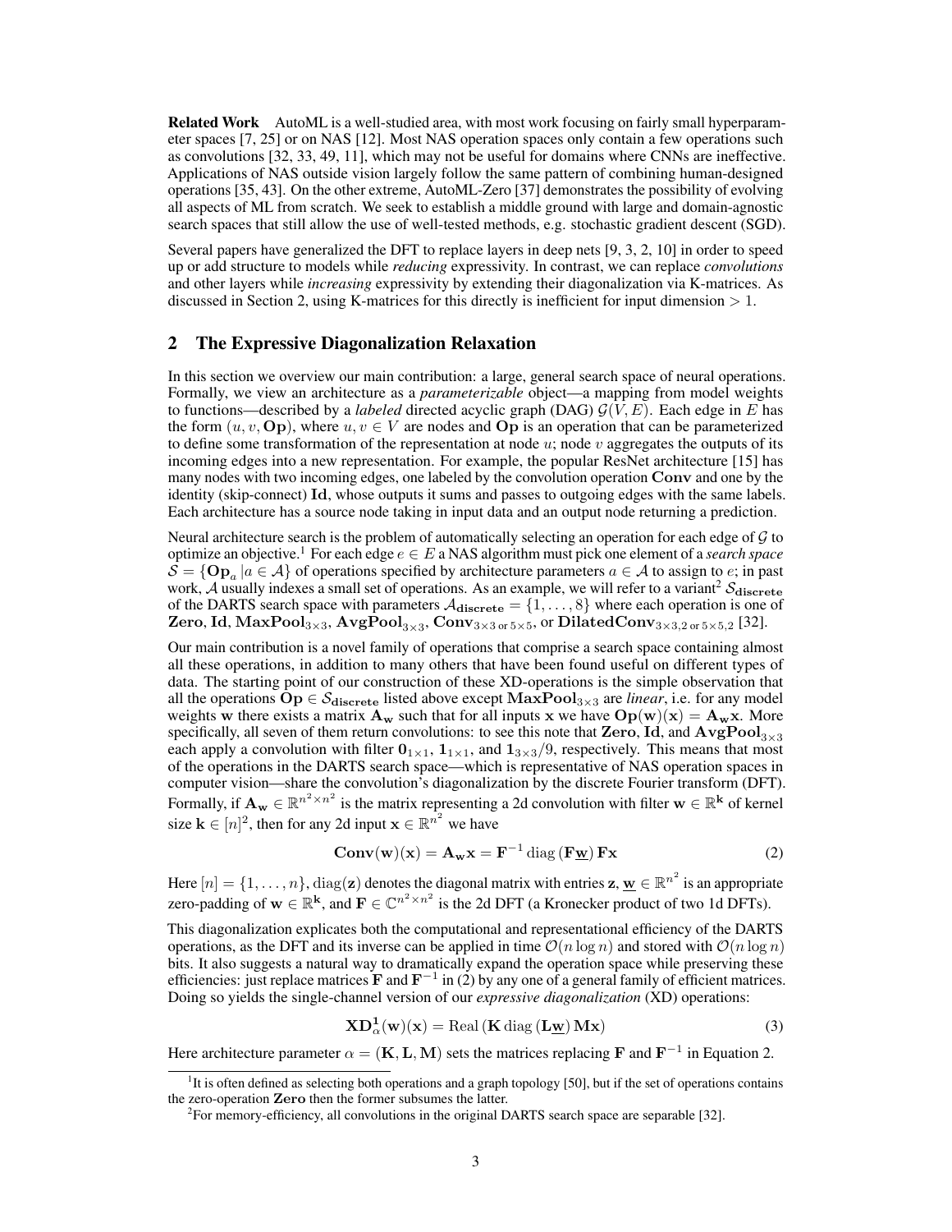**Related Work** AutoML is a well-studied area, with most work focusing on fairly small hyperparameter spaces [7, 25] or on NAS [12]. Most NAS operation spaces only contain a few operations such as convolutions [32, 33, 49, 11], which may not be useful for domains where CNNs are ineffective. Applications of NAS outside vision largely follow the same pattern of combining human-designed operations [35, 43]. On the other extreme, AutoML-Zero [37] demonstrates the possibility of evolving all aspects of ML from scratch. We seek to establish a middle ground with large and domain-agnostic search spaces that still allow the use of well-tested methods, e.g. stochastic gradient descent (SGD).

Several papers have generalized the DFT to replace layers in deep nets [9, 3, 2, 10] in order to speed up or add structure to models while *reducing* expressivity. In contrast, we can replace *convolutions* and other layers while *increasing* expressivity by extending their diagonalization via K-matrices. As discussed in Section 2, using K-matrices for this directly is inefficient for input dimension $> 1$.

## 2 The Expressive Diagonalization Relaxation

In this section we overview our main contribution: a large, general search space of neural operations. Formally, we view an architecture as a *parameterizable* object—a mapping from model weights to functions—described by a *labeled* directed acyclic graph (DAG) $\mathcal{G}(V, E)$. Each edge in $E$ has the form $(u, v, \mathbf{Op})$, where $u, v \in V$ are nodes and $\mathbf{Op}$ is an operation that can be parameterized to define some transformation of the representation at node $u$; node $v$ aggregates the outputs of its incoming edges into a new representation. For example, the popular ResNet architecture [15] has many nodes with two incoming edges, one labeled by the convolution operation $\mathbf{Conv}$ and one by the identity (skip-connect) $\mathbf{Id}$, whose outputs it sums and passes to outgoing edges with the same labels. Each architecture has a source node taking in input data and an output node returning a prediction.

Neural architecture search is the problem of automatically selecting an operation for each edge of $\mathcal{G}$ to optimize an objective.[1] For each edge $e \in E$ a NAS algorithm must pick one element of a *search space* $\mathcal{S} = \{\mathbf{Op}_a \,|a \in \mathcal{A}\}$ of operations specified by architecture parameters $a \in \mathcal{A}$ to assign to $e$; in past work, $\mathcal{A}$ usually indexes a small set of operations. As an example, we will refer to a variant[2] $\mathcal{S}_{\mathbf{discrete}}$ of the DARTS search space with parameters $\mathcal{A}_{\mathbf{discrete}} = \{1, \dots, 8\}$ where each operation is one of $\mathbf{Zero}$, $\mathbf{Id}$, $\mathbf{MaxPool}_{3\times3}$, $\mathbf{AvgPool}_{3\times3}$, $\mathbf{Conv}_{3\times3 \text{ or } 5\times5}$, or $\mathbf{DilatedConv}_{3\times3,2 \text{ or } 5\times5,2}$ [32].

Our main contribution is a novel family of operations that comprise a search space containing almost all these operations, in addition to many others that have been found useful on different types of data. The starting point of our construction of these XD-operations is the simple observation that all the operations $\mathbf{Op} \in \mathcal{S}_{\mathbf{discrete}}$ listed above except $\mathbf{MaxPool}_{3\times3}$ are *linear*, i.e. for any model weights $\mathbf{w}$ there exists a matrix $\mathbf{A_w}$ such that for all inputs $\mathbf{x}$ we have $\mathbf{Op}(\mathbf{w})(\mathbf{x}) = \mathbf{A_w}\mathbf{x}$. More specifically, all seven of them return convolutions: to see this note that $\mathbf{Zero}$, $\mathbf{Id}$, and $\mathbf{AvgPool}_{3\times3}$ each apply a convolution with filter $\mathbf{0}_{1\times1}$, $\mathbf{1}_{1\times1}$, and $\mathbf{1}_{3\times3}/9$, respectively. This means that most of the operations in the DARTS search space—which is representative of NAS operation spaces in computer vision—share the convolution's diagonalization by the discrete Fourier transform (DFT). Formally, if $\mathbf{A_w} \in \mathbb{R}^{n^2\times n^2}$ is the matrix representing a 2d convolution with filter $\mathbf{w} \in \mathbb{R}^{\mathbf{k}}$ of kernel size $\mathbf{k} \in [n]^2$, then for any 2d input $\mathbf{x} \in \mathbb{R}^{n^2}$ we have

$$\mathbf{Conv}(\mathbf{w})(\mathbf{x}) = \mathbf{A_w}\mathbf{x} = \mathbf{F}^{-1} \operatorname{diag}\left(\mathbf{F}\underline{\mathbf{w}}\right) \mathbf{F}\mathbf{x} \tag{2}$$

Here $[n] = \{1, \dots, n\}$, $\operatorname{diag}(\mathbf{z})$ denotes the diagonal matrix with entries $\mathbf{z}$, $\underline{\mathbf{w}} \in \mathbb{R}^{n^2}$ is an appropriate zero-padding of $\mathbf{w} \in \mathbb{R}^{\mathbf{k}}$, and $\mathbf{F} \in \mathbb{C}^{n^2\times n^2}$ is the 2d DFT (a Kronecker product of two 1d DFTs).

This diagonalization explicates both the computational and representational efficiency of the DARTS operations, as the DFT and its inverse can be applied in time $\mathcal{O}(n \log n)$ and stored with $\mathcal{O}(n \log n)$ bits. It also suggests a natural way to dramatically expand the operation space while preserving these efficiencies: just replace matrices $\mathbf{F}$ and $\mathbf{F}^{-1}$ in (2) by any one of a general family of efficient matrices. Doing so yields the single-channel version of our *expressive diagonalization* (XD) operations:

$$\mathbf{XD}^{\mathbf{1}}_{\alpha}(\mathbf{w})(\mathbf{x}) = \operatorname{Real}\left(\mathbf{K} \operatorname{diag}\left(\mathbf{L}\underline{\mathbf{w}}\right) \mathbf{M}\mathbf{x}\right) \tag{3}$$

Here architecture parameter $\alpha = (\mathbf{K}, \mathbf{L}, \mathbf{M})$ sets the matrices replacing $\mathbf{F}$ and $\mathbf{F}^{-1}$ in Equation 2.

---

[1] It is often defined as selecting both operations and a graph topology [50], but if the set of operations contains the zero-operation $\mathbf{Zero}$ then the former subsumes the latter.

[2] For memory-efficiency, all convolutions in the original DARTS search space are separable [32].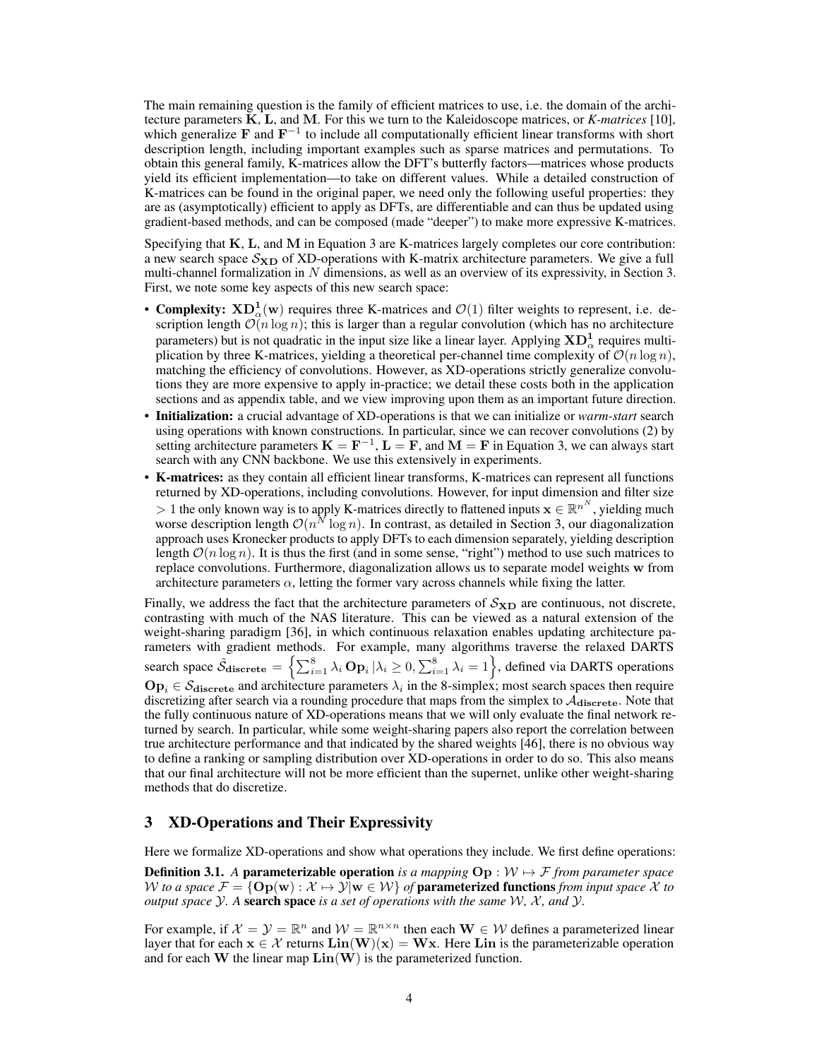The main remaining question is the family of efficient matrices to use, i.e. the domain of the architecture parameters $\mathbf{K}$, $\mathbf{L}$, and $\mathbf{M}$. For this we turn to the Kaleidoscope matrices, or *K-matrices* [10], which generalize $\mathbf{F}$ and $\mathbf{F}^{-1}$ to include all computationally efficient linear transforms with short description length, including important examples such as sparse matrices and permutations. To obtain this general family, K-matrices allow the DFT's butterfly factors—matrices whose products yield its efficient implementation—to take on different values. While a detailed construction of K-matrices can be found in the original paper, we need only the following useful properties: they are as (asymptotically) efficient to apply as DFTs, are differentiable and can thus be updated using gradient-based methods, and can be composed (made "deeper") to make more expressive K-matrices.

Specifying that $\mathbf{K}$, $\mathbf{L}$, and $\mathbf{M}$ in Equation 3 are K-matrices largely completes our core contribution: a new search space $\mathcal{S}_{\mathbf{XD}}$ of XD-operations with K-matrix architecture parameters. We give a full multi-channel formalization in $N$ dimensions, as well as an overview of its expressivity, in Section 3. First, we note some key aspects of this new search space:

- **Complexity:** $\mathbf{XD}_\alpha^\mathbf{1}(\mathbf{w})$ requires three K-matrices and $\mathcal{O}(1)$ filter weights to represent, i.e. description length $\mathcal{O}(n \log n)$; this is larger than a regular convolution (which has no architecture parameters) but is not quadratic in the input size like a linear layer. Applying $\mathbf{XD}_\alpha^\mathbf{1}$ requires multiplication by three K-matrices, yielding a theoretical per-channel time complexity of $\mathcal{O}(n \log n)$, matching the efficiency of convolutions. However, as XD-operations strictly generalize convolutions they are more expensive to apply in-practice; we detail these costs both in the application sections and as appendix table, and we view improving upon them as an important future direction.
- **Initialization:** a crucial advantage of XD-operations is that we can initialize or *warm-start* search using operations with known constructions. In particular, since we can recover convolutions (2) by setting architecture parameters $\mathbf{K} = \mathbf{F}^{-1}$, $\mathbf{L} = \mathbf{F}$, and $\mathbf{M} = \mathbf{F}$ in Equation 3, we can always start search with any CNN backbone. We use this extensively in experiments.
- **K-matrices:** as they contain all efficient linear transforms, K-matrices can represent all functions returned by XD-operations, including convolutions. However, for input dimension and filter size $> 1$ the only known way is to apply K-matrices directly to flattened inputs $\mathbf{x} \in \mathbb{R}^{n^N}$, yielding much worse description length $\mathcal{O}(n^N \log n)$. In contrast, as detailed in Section 3, our diagonalization approach uses Kronecker products to apply DFTs to each dimension separately, yielding description length $\mathcal{O}(n \log n)$. It is thus the first (and in some sense, "right") method to use such matrices to replace convolutions. Furthermore, diagonalization allows us to separate model weights $\mathbf{w}$ from architecture parameters $\alpha$, letting the former vary across channels while fixing the latter.

Finally, we address the fact that the architecture parameters of $\mathcal{S}_{\mathbf{XD}}$ are continuous, not discrete, contrasting with much of the NAS literature. This can be viewed as a natural extension of the weight-sharing paradigm [36], in which continuous relaxation enables updating architecture parameters with gradient methods. For example, many algorithms traverse the relaxed DARTS search space $\tilde{\mathcal{S}}_{\mathbf{discrete}} = \left\{\sum_{i=1}^8 \lambda_i \, \mathbf{Op}_i \,|\lambda_i \geq 0, \sum_{i=1}^8 \lambda_i = 1\right\}$, defined via DARTS operations $\mathbf{Op}_i \in \mathcal{S}_{\mathbf{discrete}}$ and architecture parameters $\lambda_i$ in the 8-simplex; most search spaces then require discretizing after search via a rounding procedure that maps from the simplex to $\mathcal{A}_{\mathbf{discrete}}$. Note that the fully continuous nature of XD-operations means that we will only evaluate the final network returned by search. In particular, while some weight-sharing papers also report the correlation between true architecture performance and that indicated by the shared weights [46], there is no obvious way to define a ranking or sampling distribution over XD-operations in order to do so. This also means that our final architecture will not be more efficient than the supernet, unlike other weight-sharing methods that do discretize.

## 3 XD-Operations and Their Expressivity

Here we formalize XD-operations and show what operations they include. We first define operations:

**Definition 3.1.** *A* **parameterizable operation** *is a mapping* $\mathbf{Op} : \mathcal{W} \mapsto \mathcal{F}$ *from parameter space* $\mathcal{W}$ *to a space* $\mathcal{F} = \{\mathbf{Op}(\mathbf{w}) : \mathcal{X} \mapsto \mathcal{Y} | \mathbf{w} \in \mathcal{W}\}$ *of* **parameterized functions** *from input space* $\mathcal{X}$ *to output space* $\mathcal{Y}$*. A* **search space** *is a set of operations with the same* $\mathcal{W}$*,* $\mathcal{X}$*, and* $\mathcal{Y}$*.*

For example, if $\mathcal{X} = \mathcal{Y} = \mathbb{R}^n$ and $\mathcal{W} = \mathbb{R}^{n \times n}$ then each $\mathbf{W} \in \mathcal{W}$ defines a parameterized linear layer that for each $\mathbf{x} \in \mathcal{X}$ returns $\mathbf{Lin}(\mathbf{W})(\mathbf{x}) = \mathbf{W}\mathbf{x}$. Here $\mathbf{Lin}$ is the parameterizable operation and for each $\mathbf{W}$ the linear map $\mathbf{Lin}(\mathbf{W})$ is the parameterized function.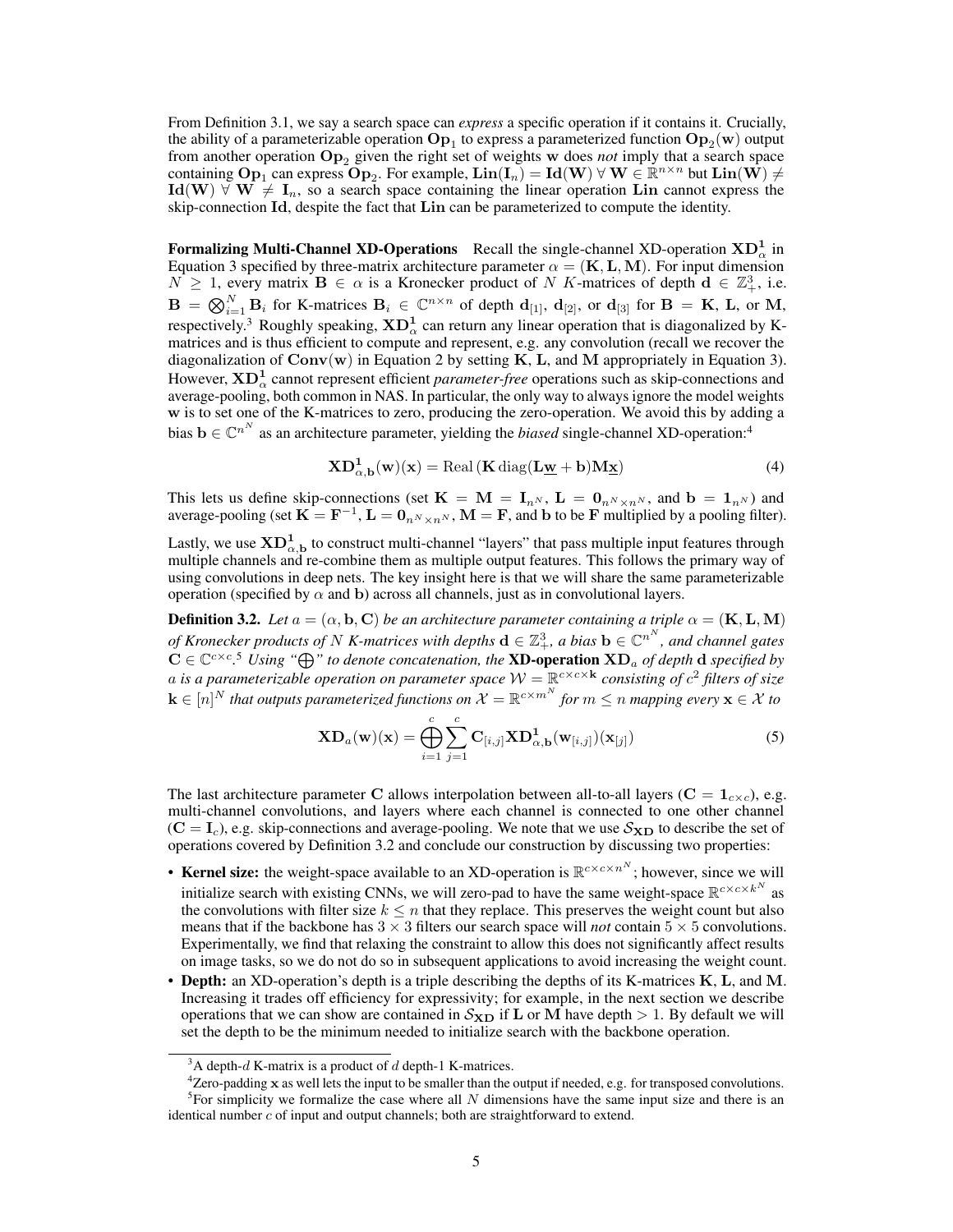From Definition 3.1, we say a search space can *express* a specific operation if it contains it. Crucially, the ability of a parameterizable operation $\mathbf{Op}_1$ to express a parameterized function $\mathbf{Op}_2(\mathbf{w})$ output from another operation $\mathbf{Op}_2$ given the right set of weights $\mathbf{w}$ does *not* imply that a search space containing $\mathbf{Op}_1$ can express $\mathbf{Op}_2$. For example, $\mathbf{Lin}(\mathbf{I}_n) = \mathbf{Id}(\mathbf{W}) \; \forall \; \mathbf{W} \in \mathbb{R}^{n \times n}$ but $\mathbf{Lin}(\mathbf{W}) \neq \mathbf{Id}(\mathbf{W}) \; \forall \; \mathbf{W} \neq \mathbf{I}_n$, so a search space containing the linear operation $\mathbf{Lin}$ cannot express the skip-connection $\mathbf{Id}$, despite the fact that $\mathbf{Lin}$ can be parameterized to compute the identity.

**Formalizing Multi-Channel XD-Operations** Recall the single-channel XD-operation $\mathbf{XD}^\mathbf{1}_\alpha$ in Equation 3 specified by three-matrix architecture parameter $\alpha = (\mathbf{K}, \mathbf{L}, \mathbf{M})$. For input dimension $N \geq 1$, every matrix $\mathbf{B} \in \alpha$ is a Kronecker product of $N$ $K$-matrices of depth $\mathbf{d} \in \mathbb{Z}^3_+$, i.e. $\mathbf{B} = \bigotimes_{i=1}^N \mathbf{B}_i$ for K-matrices $\mathbf{B}_i \in \mathbb{C}^{n \times n}$ of depth $\mathbf{d}_{[1]}$, $\mathbf{d}_{[2]}$, or $\mathbf{d}_{[3]}$ for $\mathbf{B} = \mathbf{K}$, $\mathbf{L}$, or $\mathbf{M}$, respectively.[3] Roughly speaking, $\mathbf{XD}^\mathbf{1}_\alpha$ can return any linear operation that is diagonalized by K-matrices and is thus efficient to compute and represent, e.g. any convolution (recall we recover the diagonalization of $\mathbf{Conv}(\mathbf{w})$ in Equation 2 by setting $\mathbf{K}$, $\mathbf{L}$, and $\mathbf{M}$ appropriately in Equation 3). However, $\mathbf{XD}^\mathbf{1}_\alpha$ cannot represent efficient *parameter-free* operations such as skip-connections and average-pooling, both common in NAS. In particular, the only way to always ignore the model weights $\mathbf{w}$ is to set one of the K-matrices to zero, producing the zero-operation. We avoid this by adding a bias $\mathbf{b} \in \mathbb{C}^{n^N}$ as an architecture parameter, yielding the *biased* single-channel XD-operation:[4]

$$\mathbf{XD}^\mathbf{1}_{\alpha,\mathbf{b}}(\mathbf{w})(\mathbf{x}) = \operatorname{Real}\left(\mathbf{K} \operatorname{diag}(\mathbf{L}\underline{\mathbf{w}} + \mathbf{b})\mathbf{M}\underline{\mathbf{x}}\right) \tag{4}$$

This lets us define skip-connections (set $\mathbf{K} = \mathbf{M} = \mathbf{I}_{n^N}$, $\mathbf{L} = \mathbf{0}_{n^N \times n^N}$, and $\mathbf{b} = \mathbf{1}_{n^N}$) and average-pooling (set $\mathbf{K} = \mathbf{F}^{-1}$, $\mathbf{L} = \mathbf{0}_{n^N \times n^N}$, $\mathbf{M} = \mathbf{F}$, and $\mathbf{b}$ to be $\mathbf{F}$ multiplied by a pooling filter).

Lastly, we use $\mathbf{XD}^\mathbf{1}_{\alpha,\mathbf{b}}$ to construct multi-channel "layers" that pass multiple input features through multiple channels and re-combine them as multiple output features. This follows the primary way of using convolutions in deep nets. The key insight here is that we will share the same parameterizable operation (specified by $\alpha$ and $\mathbf{b}$) across all channels, just as in convolutional layers.

**Definition 3.2.** *Let $a = (\alpha, \mathbf{b}, \mathbf{C})$ be an architecture parameter containing a triple $\alpha = (\mathbf{K}, \mathbf{L}, \mathbf{M})$ of Kronecker products of $N$ K-matrices with depths $\mathbf{d} \in \mathbb{Z}^3_+$, a bias $\mathbf{b} \in \mathbb{C}^{n^N}$, and channel gates $\mathbf{C} \in \mathbb{C}^{c \times c}$.[5] Using "$\bigoplus$" to denote concatenation, the **XD-operation** $\mathbf{XD}_a$ of depth $\mathbf{d}$ specified by $a$ is a parameterizable operation on parameter space $\mathcal{W} = \mathbb{R}^{c \times c \times \mathbf{k}}$ consisting of $c^2$ filters of size $\mathbf{k} \in [n]^N$ that outputs parameterized functions on $\mathcal{X} = \mathbb{R}^{c \times m^N}$ for $m \leq n$ mapping every $\mathbf{x} \in \mathcal{X}$ to*

$$\mathbf{XD}_a(\mathbf{w})(\mathbf{x}) = \bigoplus_{i=1}^{c} \sum_{j=1}^{c} \mathbf{C}_{[i,j]} \mathbf{XD}^\mathbf{1}_{\alpha,\mathbf{b}}(\mathbf{w}_{[i,j]})(\mathbf{x}_{[j]}) \tag{5}$$

The last architecture parameter $\mathbf{C}$ allows interpolation between all-to-all layers ($\mathbf{C} = \mathbf{1}_{c \times c}$), e.g. multi-channel convolutions, and layers where each channel is connected to one other channel ($\mathbf{C} = \mathbf{I}_c$), e.g. skip-connections and average-pooling. We note that we use $\mathcal{S}_\mathbf{XD}$ to describe the set of operations covered by Definition 3.2 and conclude our construction by discussing two properties:

- **Kernel size:** the weight-space available to an XD-operation is $\mathbb{R}^{c \times c \times n^N}$; however, since we will initialize search with existing CNNs, we will zero-pad to have the same weight-space $\mathbb{R}^{c \times c \times k^N}$ as the convolutions with filter size $k \leq n$ that they replace. This preserves the weight count but also means that if the backbone has $3 \times 3$ filters our search space will *not* contain $5 \times 5$ convolutions. Experimentally, we find that relaxing the constraint to allow this does not significantly affect results on image tasks, so we do not do so in subsequent applications to avoid increasing the weight count.
- **Depth:** an XD-operation's depth is a triple describing the depths of its K-matrices $\mathbf{K}$, $\mathbf{L}$, and $\mathbf{M}$. Increasing it trades off efficiency for expressivity; for example, in the next section we describe operations that we can show are contained in $\mathcal{S}_\mathbf{XD}$ if $\mathbf{L}$ or $\mathbf{M}$ have depth $> 1$. By default we will set the depth to be the minimum needed to initialize search with the backbone operation.

---

[3] A depth-$d$ K-matrix is a product of $d$ depth-1 K-matrices.

[4] Zero-padding $\mathbf{x}$ as well lets the input to be smaller than the output if needed, e.g. for transposed convolutions.

[5] For simplicity we formalize the case where all $N$ dimensions have the same input size and there is an identical number $c$ of input and output channels; both are straightforward to extend.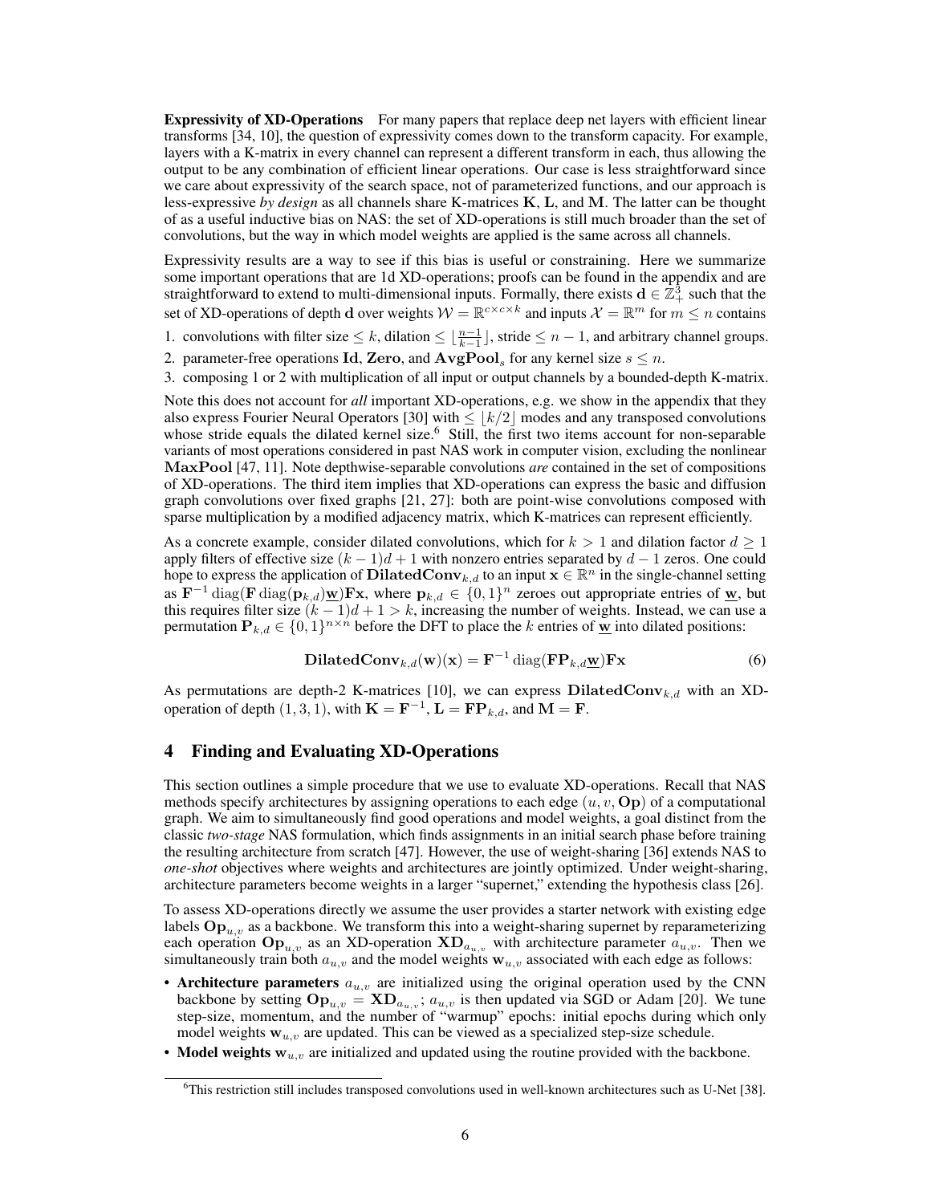**Expressivity of XD-Operations** For many papers that replace deep net layers with efficient linear transforms [34, 10], the question of expressivity comes down to the transform capacity. For example, layers with a K-matrix in every channel can represent a different transform in each, thus allowing the output to be any combination of efficient linear operations. Our case is less straightforward since we care about expressivity of the search space, not of parameterized functions, and our approach is less-expressive *by design* as all channels share K-matrices $\mathbf{K}$, $\mathbf{L}$, and $\mathbf{M}$. The latter can be thought of as a useful inductive bias on NAS: the set of XD-operations is still much broader than the set of convolutions, but the way in which model weights are applied is the same across all channels.

Expressivity results are a way to see if this bias is useful or constraining. Here we summarize some important operations that are 1d XD-operations; proofs can be found in the appendix and are straightforward to extend to multi-dimensional inputs. Formally, there exists $\mathbf{d} \in \mathbb{Z}_+^3$ such that the set of XD-operations of depth $\mathbf{d}$ over weights $\mathcal{W} = \mathbb{R}^{c \times c \times k}$ and inputs $\mathcal{X} = \mathbb{R}^m$ for $m \leq n$ contains

1. convolutions with filter size $\leq k$, dilation $\leq \lfloor \frac{n-1}{k-1} \rfloor$, stride $\leq n-1$, and arbitrary channel groups.
2. parameter-free operations $\mathbf{Id}$, $\mathbf{Zero}$, and $\mathbf{AvgPool}_s$ for any kernel size $s \leq n$.
3. composing 1 or 2 with multiplication of all input or output channels by a bounded-depth K-matrix.

Note this does not account for *all* important XD-operations, e.g. we show in the appendix that they also express Fourier Neural Operators [30] with $\leq \lfloor k/2 \rfloor$ modes and any transposed convolutions whose stride equals the dilated kernel size.[6] Still, the first two items account for non-separable variants of most operations considered in past NAS work in computer vision, excluding the nonlinear $\mathbf{MaxPool}$ [47, 11]. Note depthwise-separable convolutions *are* contained in the set of compositions of XD-operations. The third item implies that XD-operations can express the basic and diffusion graph convolutions over fixed graphs [21, 27]: both are point-wise convolutions composed with sparse multiplication by a modified adjacency matrix, which K-matrices can represent efficiently.

As a concrete example, consider dilated convolutions, which for $k > 1$ and dilation factor $d \geq 1$ apply filters of effective size $(k-1)d + 1$ with nonzero entries separated by $d - 1$ zeros. One could hope to express the application of $\mathbf{DilatedConv}_{k,d}$ to an input $\mathbf{x} \in \mathbb{R}^n$ in the single-channel setting as $\mathbf{F}^{-1} \operatorname{diag}(\mathbf{F} \operatorname{diag}(\mathbf{p}_{k,d})\underline{\mathbf{w}})\mathbf{F}\mathbf{x}$, where $\mathbf{p}_{k,d} \in \{0,1\}^n$ zeroes out appropriate entries of $\underline{\mathbf{w}}$, but this requires filter size $(k-1)d + 1 > k$, increasing the number of weights. Instead, we can use a permutation $\mathbf{P}_{k,d} \in \{0,1\}^{n \times n}$ before the DFT to place the $k$ entries of $\underline{\mathbf{w}}$ into dilated positions:

$$\mathbf{DilatedConv}_{k,d}(\mathbf{w})(\mathbf{x}) = \mathbf{F}^{-1} \operatorname{diag}(\mathbf{F}\mathbf{P}_{k,d}\underline{\mathbf{w}})\mathbf{F}\mathbf{x} \tag{6}$$

As permutations are depth-2 K-matrices [10], we can express $\mathbf{DilatedConv}_{k,d}$ with an XD-operation of depth $(1,3,1)$, with $\mathbf{K} = \mathbf{F}^{-1}$, $\mathbf{L} = \mathbf{F}\mathbf{P}_{k,d}$, and $\mathbf{M} = \mathbf{F}$.

## 4 Finding and Evaluating XD-Operations

This section outlines a simple procedure that we use to evaluate XD-operations. Recall that NAS methods specify architectures by assigning operations to each edge $(u, v, \mathbf{Op})$ of a computational graph. We aim to simultaneously find good operations and model weights, a goal distinct from the classic *two-stage* NAS formulation, which finds assignments in an initial search phase before training the resulting architecture from scratch [47]. However, the use of weight-sharing [36] extends NAS to *one-shot* objectives where weights and architectures are jointly optimized. Under weight-sharing, architecture parameters become weights in a larger "supernet," extending the hypothesis class [26].

To assess XD-operations directly we assume the user provides a starter network with existing edge labels $\mathbf{Op}_{u,v}$ as a backbone. We transform this into a weight-sharing supernet by reparameterizing each operation $\mathbf{Op}_{u,v}$ as an XD-operation $\mathbf{XD}_{a_{u,v}}$ with architecture parameter $a_{u,v}$. Then we simultaneously train both $a_{u,v}$ and the model weights $\mathbf{w}_{u,v}$ associated with each edge as follows:

- **Architecture parameters** $a_{u,v}$ are initialized using the original operation used by the CNN backbone by setting $\mathbf{Op}_{u,v} = \mathbf{XD}_{a_{u,v}}$; $a_{u,v}$ is then updated via SGD or Adam [20]. We tune step-size, momentum, and the number of "warmup" epochs: initial epochs during which only model weights $\mathbf{w}_{u,v}$ are updated. This can be viewed as a specialized step-size schedule.
- **Model weights** $\mathbf{w}_{u,v}$ are initialized and updated using the routine provided with the backbone.

[6] This restriction still includes transposed convolutions used in well-known architectures such as U-Net [38].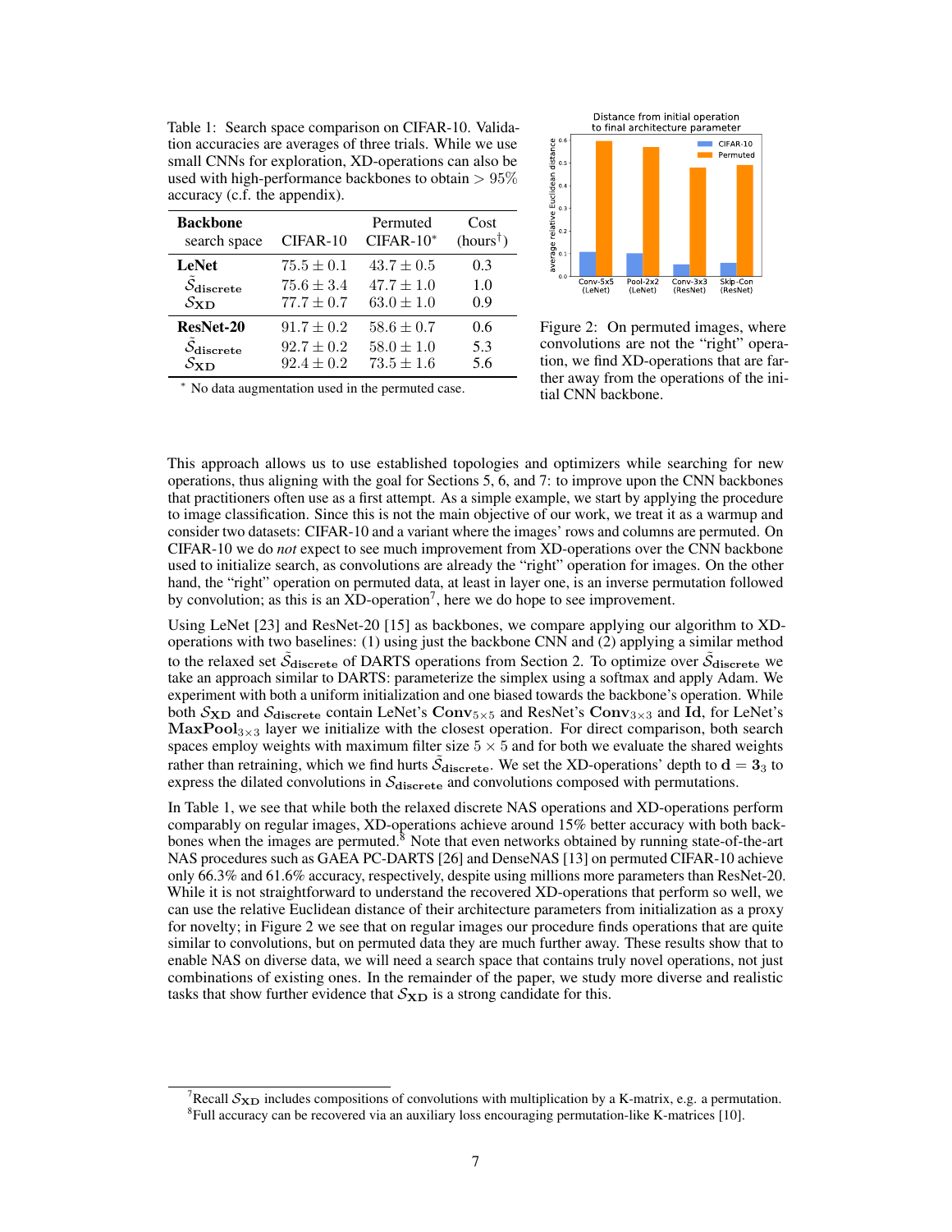Table 1: Search space comparison on CIFAR-10. Validation accuracies are averages of three trials. While we use small CNNs for exploration, XD-operations can also be used with high-performance backbones to obtain > 95% accuracy (c.f. the appendix).

| **Backbone** search space | CIFAR-10 | Permuted CIFAR-10* | Cost (hours†) |
|---|---|---|---|
| **LeNet** | $75.5 \pm 0.1$ | $43.7 \pm 0.5$ | 0.3 |
| $\tilde{\mathcal{S}}_{\text{discrete}}$ | $75.6 \pm 3.4$ | $47.7 \pm 1.0$ | 1.0 |
| $\mathcal{S}_{\text{XD}}$ | $77.7 \pm 0.7$ | $63.0 \pm 1.0$ | 0.9 |
| **ResNet-20** | $91.7 \pm 0.2$ | $58.6 \pm 0.7$ | 0.6 |
| $\tilde{\mathcal{S}}_{\text{discrete}}$ | $92.7 \pm 0.2$ | $58.0 \pm 1.0$ | 5.3 |
| $\mathcal{S}_{\text{XD}}$ | $92.4 \pm 0.2$ | $73.5 \pm 1.6$ | 5.6 |

* No data augmentation used in the permuted case.

Figure 2: On permuted images, where convolutions are not the "right" operation, we find XD-operations that are further away from the operations of the initial CNN backbone.

This approach allows us to use established topologies and optimizers while searching for new operations, thus aligning with the goal for Sections 5, 6, and 7: to improve upon the CNN backbones that practitioners often use as a first attempt. As a simple example, we start by applying the procedure to image classification. Since this is not the main objective of our work, we treat it as a warmup and consider two datasets: CIFAR-10 and a variant where the images' rows and columns are permuted. On CIFAR-10 we do *not* expect to see much improvement from XD-operations over the CNN backbone used to initialize search, as convolutions are already the "right" operation for images. On the other hand, the "right" operation on permuted data, at least in layer one, is an inverse permutation followed by convolution; as this is an XD-operation[7], here we do hope to see improvement.

Using LeNet [23] and ResNet-20 [15] as backbones, we compare applying our algorithm to XD-operations with two baselines: (1) using just the backbone CNN and (2) applying a similar method to the relaxed set $\tilde{\mathcal{S}}_{\text{discrete}}$ of DARTS operations from Section 2. To optimize over $\tilde{\mathcal{S}}_{\text{discrete}}$ we take an approach similar to DARTS: parameterize the simplex using a softmax and apply Adam. We experiment with both a uniform initialization and one biased towards the backbone's operation. While both $\mathcal{S}_{\text{XD}}$ and $\mathcal{S}_{\text{discrete}}$ contain LeNet's $\mathbf{Conv}_{5\times5}$ and ResNet's $\mathbf{Conv}_{3\times3}$ and $\mathbf{Id}$, for LeNet's $\mathbf{MaxPool}_{3\times3}$ layer we initialize with the closest operation. For direct comparison, both search spaces employ weights with maximum filter size $5 \times 5$ and for both we evaluate the shared weights rather than retraining, which we find hurts $\tilde{\mathcal{S}}_{\text{discrete}}$. We set the XD-operations' depth to $\mathbf{d} = \mathbf{3}_3$ to express the dilated convolutions in $\mathcal{S}_{\text{discrete}}$ and convolutions composed with permutations.

In Table 1, we see that while both the relaxed discrete NAS operations and XD-operations perform comparably on regular images, XD-operations achieve around 15% better accuracy with both backbones when the images are permuted.[8] Note that even networks obtained by running state-of-the-art NAS procedures such as GAEA PC-DARTS [26] and DenseNAS [13] on permuted CIFAR-10 achieve only 66.3% and 61.6% accuracy, respectively, despite using millions more parameters than ResNet-20. While it is not straightforward to understand the recovered XD-operations that perform so well, we can use the relative Euclidean distance of their architecture parameters from initialization as a proxy for novelty; in Figure 2 we see that on regular images our procedure finds operations that are quite similar to convolutions, but on permuted data they are much further away. These results show that to enable NAS on diverse data, we will need a search space that contains truly novel operations, not just combinations of existing ones. In the remainder of the paper, we study more diverse and realistic tasks that show further evidence that $\mathcal{S}_{\text{XD}}$ is a strong candidate for this.

[7] Recall $\mathcal{S}_{\text{XD}}$ includes compositions of convolutions with multiplication by a K-matrix, e.g. a permutation.

[8] Full accuracy can be recovered via an auxiliary loss encouraging permutation-like K-matrices [10].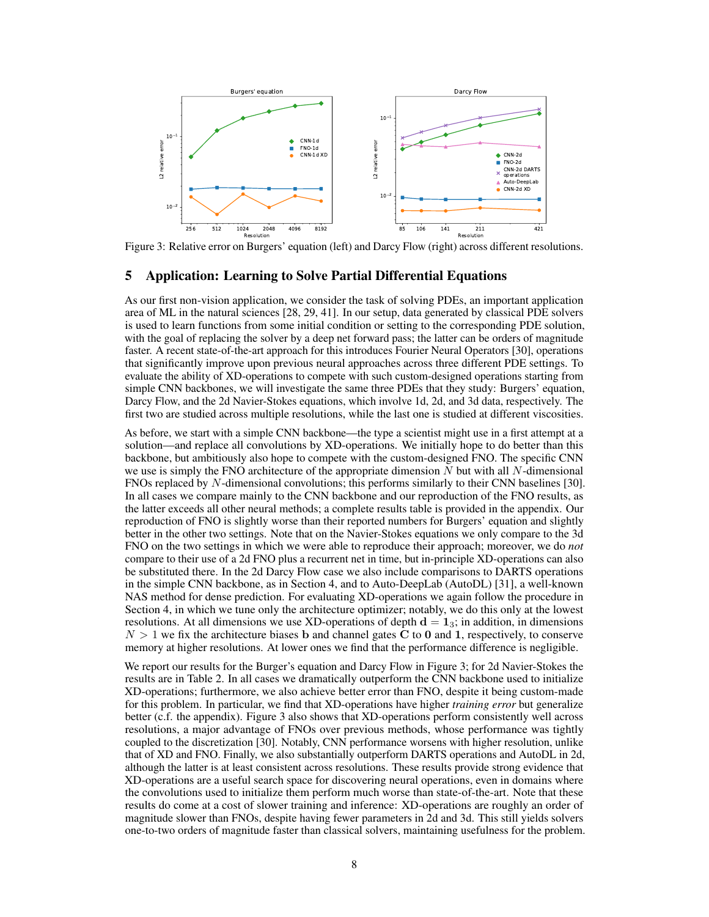Figure 3: Relative error on Burgers' equation (left) and Darcy Flow (right) across different resolutions.

## 5 Application: Learning to Solve Partial Differential Equations

As our first non-vision application, we consider the task of solving PDEs, an important application area of ML in the natural sciences [28, 29, 41]. In our setup, data generated by classical PDE solvers is used to learn functions from some initial condition or setting to the corresponding PDE solution, with the goal of replacing the solver by a deep net forward pass; the latter can be orders of magnitude faster. A recent state-of-the-art approach for this introduces Fourier Neural Operators [30], operations that significantly improve upon previous neural approaches across three different PDE settings. To evaluate the ability of XD-operations to compete with such custom-designed operations starting from simple CNN backbones, we will investigate the same three PDEs that they study: Burgers' equation, Darcy Flow, and the 2d Navier-Stokes equations, which involve 1d, 2d, and 3d data, respectively. The first two are studied across multiple resolutions, while the last one is studied at different viscosities.

As before, we start with a simple CNN backbone—the type a scientist might use in a first attempt at a solution—and replace all convolutions by XD-operations. We initially hope to do better than this backbone, but ambitiously also hope to compete with the custom-designed FNO. The specific CNN we use is simply the FNO architecture of the appropriate dimension $N$ but with all $N$-dimensional FNOs replaced by $N$-dimensional convolutions; this performs similarly to their CNN baselines [30]. In all cases we compare mainly to the CNN backbone and our reproduction of the FNO results, as the latter exceeds all other neural methods; a complete results table is provided in the appendix. Our reproduction of FNO is slightly worse than their reported numbers for Burgers' equation and slightly better in the other two settings. Note that the Navier-Stokes equations we only compare to the 3d FNO on the two settings in which we were able to reproduce their approach; moreover, we do *not* compare to their use of a 2d FNO plus a recurrent net in time, but in-principle XD-operations can also be substituted there. In the 2d Darcy Flow case we also include comparisons to DARTS operations in the simple CNN backbone, as in Section 4, and to Auto-DeepLab (AutoDL) [31], a well-known NAS method for dense prediction. For evaluating XD-operations we again follow the procedure in Section 4, in which we tune only the architecture optimizer; notably, we do this only at the lowest resolutions. At all dimensions we use XD-operations of depth $\mathbf{d} = \mathbf{1}_3$; in addition, in dimensions $N > 1$ we fix the architecture biases $\mathbf{b}$ and channel gates $\mathbf{C}$ to $\mathbf{0}$ and $\mathbf{1}$, respectively, to conserve memory at higher resolutions. At lower ones we find that the performance difference is negligible.

We report our results for the Burger's equation and Darcy Flow in Figure 3; for 2d Navier-Stokes the results are in Table 2. In all cases we dramatically outperform the CNN backbone used to initialize XD-operations; furthermore, we also achieve better error than FNO, despite it being custom-made for this problem. In particular, we find that XD-operations have higher *training error* but generalize better (c.f. the appendix). Figure 3 also shows that XD-operations perform consistently well across resolutions, a major advantage of FNOs over previous methods, whose performance was tightly coupled to the discretization [30]. Notably, CNN performance worsens with higher resolution, unlike that of XD and FNO. Finally, we also substantially outperform DARTS operations and AutoDL in 2d, although the latter is at least consistent across resolutions. These results provide strong evidence that XD-operations are a useful search space for discovering neural operations, even in domains where the convolutions used to initialize them perform much worse than state-of-the-art. Note that these results do come at a cost of slower training and inference: XD-operations are roughly an order of magnitude slower than FNOs, despite having fewer parameters in 2d and 3d. This still yields solvers one-to-two orders of magnitude faster than classical solvers, maintaining usefulness for the problem.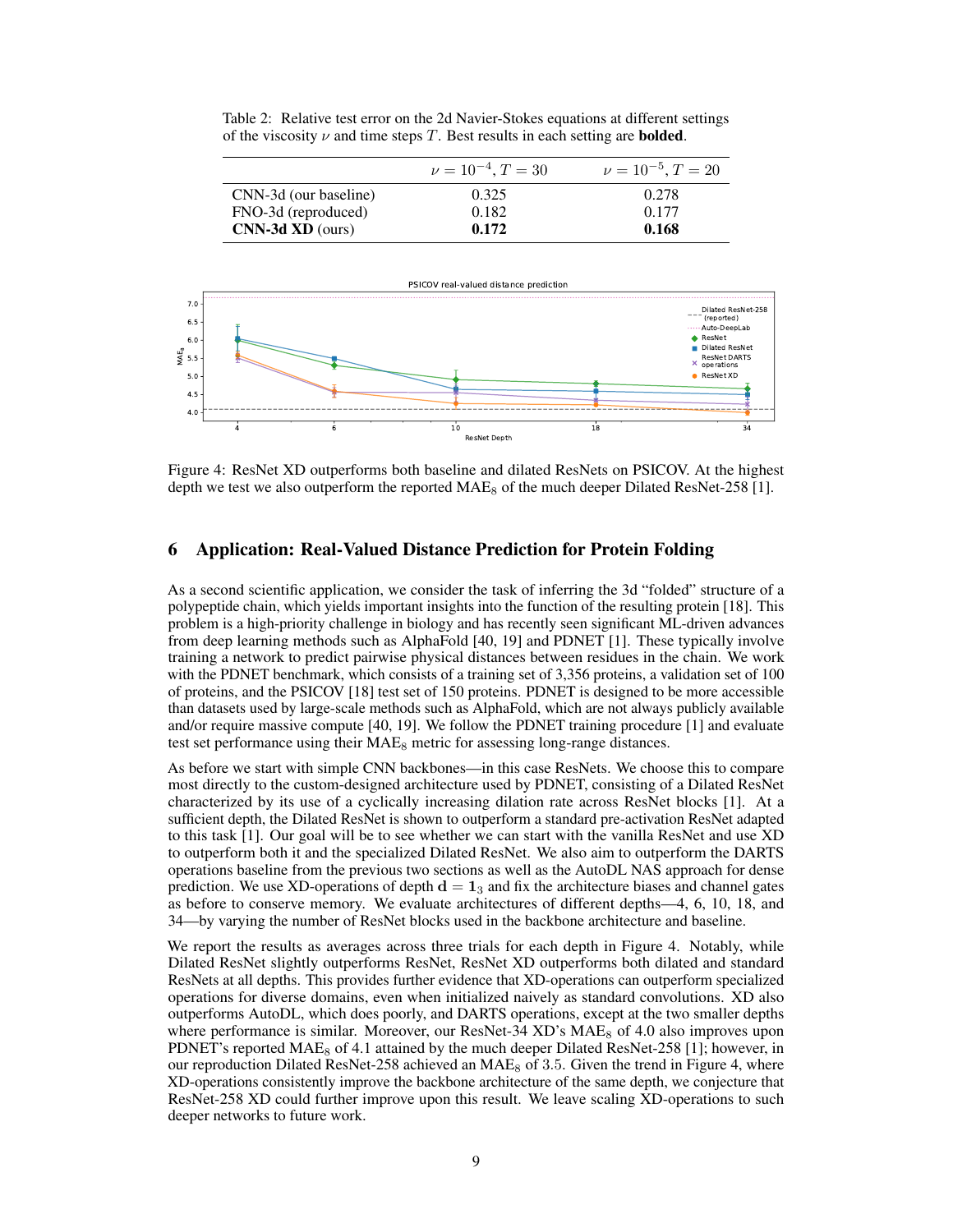Table 2: Relative test error on the 2d Navier-Stokes equations at different settings of the viscosity $\nu$ and time steps $T$. Best results in each setting are **bolded**.

| | $\nu = 10^{-4}, T = 30$ | $\nu = 10^{-5}, T = 20$ |
|---|---|---|
| CNN-3d (our baseline) | 0.325 | 0.278 |
| FNO-3d (reproduced) | 0.182 | 0.177 |
| **CNN-3d XD** (ours) | **0.172** | **0.168** |

Figure 4: ResNet XD outperforms both baseline and dilated ResNets on PSICOV. At the highest depth we test we also outperform the reported $\text{MAE}_8$ of the much deeper Dilated ResNet-258 [1].

## 6 Application: Real-Valued Distance Prediction for Protein Folding

As a second scientific application, we consider the task of inferring the 3d "folded" structure of a polypeptide chain, which yields important insights into the function of the resulting protein [18]. This problem is a high-priority challenge in biology and has recently seen significant ML-driven advances from deep learning methods such as AlphaFold [40, 19] and PDNET [1]. These typically involve training a network to predict pairwise physical distances between residues in the chain. We work with the PDNET benchmark, which consists of a training set of 3,356 proteins, a validation set of 100 of proteins, and the PSICOV [18] test set of 150 proteins. PDNET is designed to be more accessible than datasets used by large-scale methods such as AlphaFold, which are not always publicly available and/or require massive compute [40, 19]. We follow the PDNET training procedure [1] and evaluate test set performance using their $\text{MAE}_8$ metric for assessing long-range distances.

As before we start with simple CNN backbones—in this case ResNets. We choose this to compare most directly to the custom-designed architecture used by PDNET, consisting of a Dilated ResNet characterized by its use of a cyclically increasing dilation rate across ResNet blocks [1]. At a sufficient depth, the Dilated ResNet is shown to outperform a standard pre-activation ResNet adapted to this task [1]. Our goal will be to see whether we can start with the vanilla ResNet and use XD to outperform both it and the specialized Dilated ResNet. We also aim to outperform the DARTS operations baseline from the previous two sections as well as the AutoDL NAS approach for dense prediction. We use XD-operations of depth $\mathbf{d} = \mathbf{1}_3$ and fix the architecture biases and channel gates as before to conserve memory. We evaluate architectures of different depths—4, 6, 10, 18, and 34—by varying the number of ResNet blocks used in the backbone architecture and baseline.

We report the results as averages across three trials for each depth in Figure 4. Notably, while Dilated ResNet slightly outperforms ResNet, ResNet XD outperforms both dilated and standard ResNets at all depths. This provides further evidence that XD-operations can outperform specialized operations for diverse domains, even when initialized naively as standard convolutions. XD also outperforms AutoDL, which does poorly, and DARTS operations, except at the two smaller depths where performance is similar. Moreover, our ResNet-34 XD's $\text{MAE}_8$ of 4.0 also improves upon PDNET's reported $\text{MAE}_8$ of 4.1 attained by the much deeper Dilated ResNet-258 [1]; however, in our reproduction Dilated ResNet-258 achieved an $\text{MAE}_8$ of 3.5. Given the trend in Figure 4, where XD-operations consistently improve the backbone architecture of the same depth, we conjecture that ResNet-258 XD could further improve upon this result. We leave scaling XD-operations to such deeper networks to future work.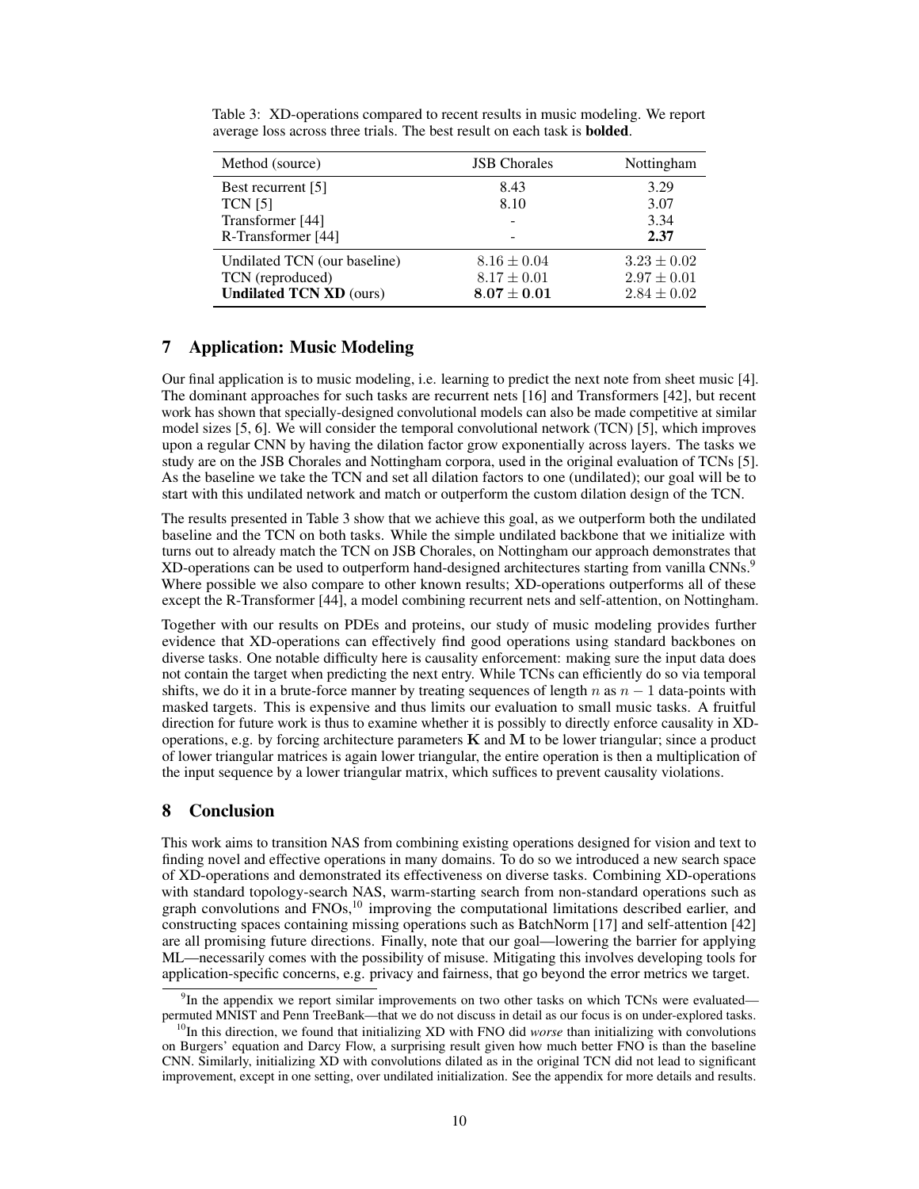Table 3: XD-operations compared to recent results in music modeling. We report average loss across three trials. The best result on each task is **bolded**.

| Method (source) | JSB Chorales | Nottingham |
|---|---|---|
| Best recurrent [5] | 8.43 | 3.29 |
| TCN [5] | 8.10 | 3.07 |
| Transformer [44] | - | 3.34 |
| R-Transformer [44] | - | **2.37** |
| Undilated TCN (our baseline) | $8.16 \pm 0.04$ | $3.23 \pm 0.02$ |
| TCN (reproduced) | $8.17 \pm 0.01$ | $2.97 \pm 0.01$ |
| **Undilated TCN XD** (ours) | $\mathbf{8.07 \pm 0.01}$ | $2.84 \pm 0.02$ |

## 7 Application: Music Modeling

Our final application is to music modeling, i.e. learning to predict the next note from sheet music [4]. The dominant approaches for such tasks are recurrent nets [16] and Transformers [42], but recent work has shown that specially-designed convolutional models can also be made competitive at similar model sizes [5, 6]. We will consider the temporal convolutional network (TCN) [5], which improves upon a regular CNN by having the dilation factor grow exponentially across layers. The tasks we study are on the JSB Chorales and Nottingham corpora, used in the original evaluation of TCNs [5]. As the baseline we take the TCN and set all dilation factors to one (undilated); our goal will be to start with this undilated network and match or outperform the custom dilation design of the TCN.

The results presented in Table 3 show that we achieve this goal, as we outperform both the undilated baseline and the TCN on both tasks. While the simple undilated backbone that we initialize with turns out to already match the TCN on JSB Chorales, on Nottingham our approach demonstrates that XD-operations can be used to outperform hand-designed architectures starting from vanilla CNNs.[9] Where possible we also compare to other known results; XD-operations outperforms all of these except the R-Transformer [44], a model combining recurrent nets and self-attention, on Nottingham.

Together with our results on PDEs and proteins, our study of music modeling provides further evidence that XD-operations can effectively find good operations using standard backbones on diverse tasks. One notable difficulty here is causality enforcement: making sure the input data does not contain the target when predicting the next entry. While TCNs can efficiently do so via temporal shifts, we do it in a brute-force manner by treating sequences of length $n$ as $n-1$ data-points with masked targets. This is expensive and thus limits our evaluation to small music tasks. A fruitful direction for future work is thus to examine whether it is possibly to directly enforce causality in XD-operations, e.g. by forcing architecture parameters $\mathbf{K}$ and $\mathbf{M}$ to be lower triangular; since a product of lower triangular matrices is again lower triangular, the entire operation is then a multiplication of the input sequence by a lower triangular matrix, which suffices to prevent causality violations.

## 8 Conclusion

This work aims to transition NAS from combining existing operations designed for vision and text to finding novel and effective operations in many domains. To do so we introduced a new search space of XD-operations and demonstrated its effectiveness on diverse tasks. Combining XD-operations with standard topology-search NAS, warm-starting search from non-standard operations such as graph convolutions and FNOs,[10] improving the computational limitations described earlier, and constructing spaces containing missing operations such as BatchNorm [17] and self-attention [42] are all promising future directions. Finally, note that our goal—lowering the barrier for applying ML—necessarily comes with the possibility of misuse. Mitigating this involves developing tools for application-specific concerns, e.g. privacy and fairness, that go beyond the error metrics we target.

[9] In the appendix we report similar improvements on two other tasks on which TCNs were evaluated—permuted MNIST and Penn TreeBank—that we do not discuss in detail as our focus is on under-explored tasks.

[10] In this direction, we found that initializing XD with FNO did *worse* than initializing with convolutions on Burgers' equation and Darcy Flow, a surprising result given how much better FNO is than the baseline CNN. Similarly, initializing XD with convolutions dilated as in the original TCN did not lead to significant improvement, except in one setting, over undilated initialization. See the appendix for more details and results.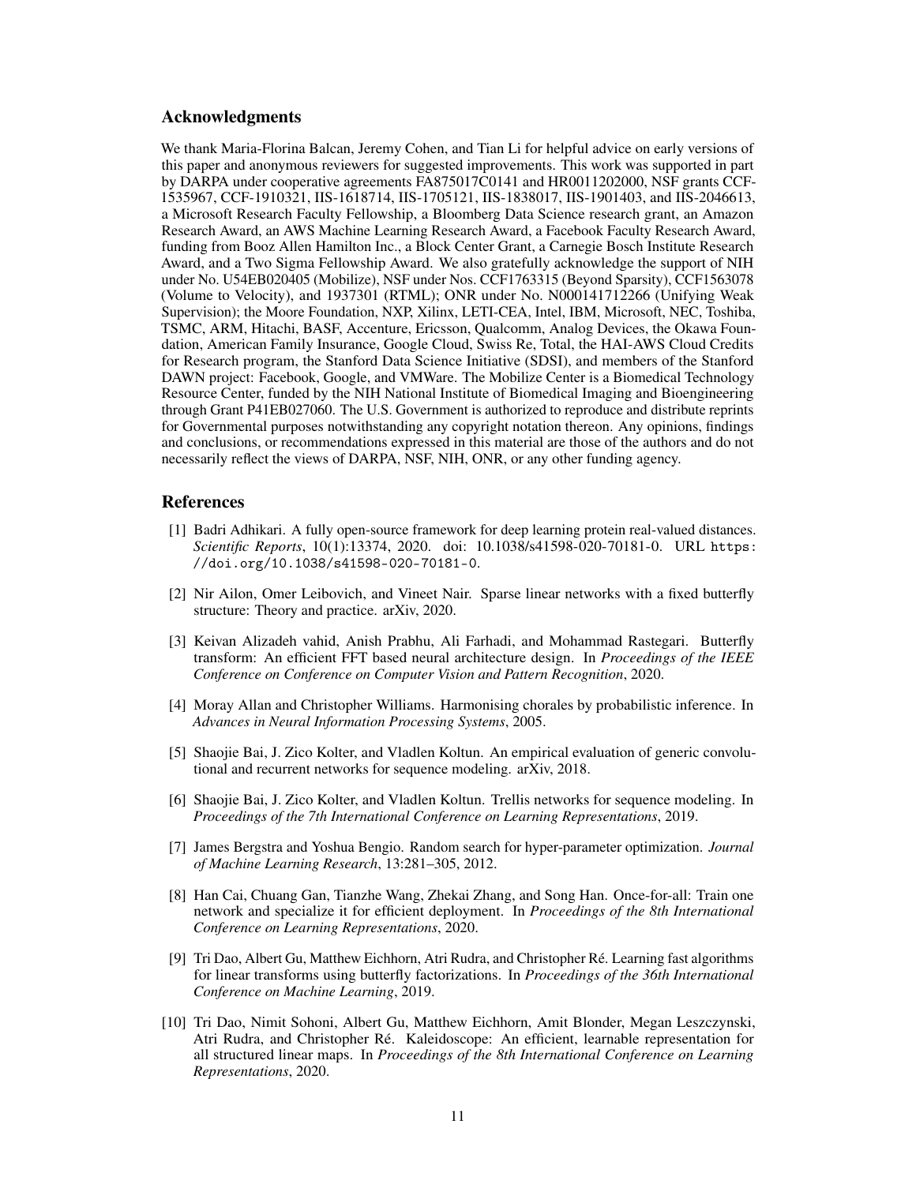## Acknowledgments

We thank Maria-Florina Balcan, Jeremy Cohen, and Tian Li for helpful advice on early versions of this paper and anonymous reviewers for suggested improvements. This work was supported in part by DARPA under cooperative agreements FA875017C0141 and HR0011202000, NSF grants CCF-1535967, CCF-1910321, IIS-1618714, IIS-1705121, IIS-1838017, IIS-1901403, and IIS-2046613, a Microsoft Research Faculty Fellowship, a Bloomberg Data Science research grant, an Amazon Research Award, an AWS Machine Learning Research Award, a Facebook Faculty Research Award, funding from Booz Allen Hamilton Inc., a Block Center Grant, a Carnegie Bosch Institute Research Award, and a Two Sigma Fellowship Award. We also gratefully acknowledge the support of NIH under No. U54EB020405 (Mobilize), NSF under Nos. CCF1763315 (Beyond Sparsity), CCF1563078 (Volume to Velocity), and 1937301 (RTML); ONR under No. N000141712266 (Unifying Weak Supervision); the Moore Foundation, NXP, Xilinx, LETI-CEA, Intel, IBM, Microsoft, NEC, Toshiba, TSMC, ARM, Hitachi, BASF, Accenture, Ericsson, Qualcomm, Analog Devices, the Okawa Foundation, American Family Insurance, Google Cloud, Swiss Re, Total, the HAI-AWS Cloud Credits for Research program, the Stanford Data Science Initiative (SDSI), and members of the Stanford DAWN project: Facebook, Google, and VMWare. The Mobilize Center is a Biomedical Technology Resource Center, funded by the NIH National Institute of Biomedical Imaging and Bioengineering through Grant P41EB027060. The U.S. Government is authorized to reproduce and distribute reprints for Governmental purposes notwithstanding any copyright notation thereon. Any opinions, findings and conclusions, or recommendations expressed in this material are those of the authors and do not necessarily reflect the views of DARPA, NSF, NIH, ONR, or any other funding agency.

## References

[1] Badri Adhikari. A fully open-source framework for deep learning protein real-valued distances. *Scientific Reports*, 10(1):13374, 2020. doi: 10.1038/s41598-020-70181-0. URL https://doi.org/10.1038/s41598-020-70181-0.

[2] Nir Ailon, Omer Leibovich, and Vineet Nair. Sparse linear networks with a fixed butterfly structure: Theory and practice. arXiv, 2020.

[3] Keivan Alizadeh vahid, Anish Prabhu, Ali Farhadi, and Mohammad Rastegari. Butterfly transform: An efficient FFT based neural architecture design. In *Proceedings of the IEEE Conference on Conference on Computer Vision and Pattern Recognition*, 2020.

[4] Moray Allan and Christopher Williams. Harmonising chorales by probabilistic inference. In *Advances in Neural Information Processing Systems*, 2005.

[5] Shaojie Bai, J. Zico Kolter, and Vladlen Koltun. An empirical evaluation of generic convolutional and recurrent networks for sequence modeling. arXiv, 2018.

[6] Shaojie Bai, J. Zico Kolter, and Vladlen Koltun. Trellis networks for sequence modeling. In *Proceedings of the 7th International Conference on Learning Representations*, 2019.

[7] James Bergstra and Yoshua Bengio. Random search for hyper-parameter optimization. *Journal of Machine Learning Research*, 13:281–305, 2012.

[8] Han Cai, Chuang Gan, Tianzhe Wang, Zhekai Zhang, and Song Han. Once-for-all: Train one network and specialize it for efficient deployment. In *Proceedings of the 8th International Conference on Learning Representations*, 2020.

[9] Tri Dao, Albert Gu, Matthew Eichhorn, Atri Rudra, and Christopher Ré. Learning fast algorithms for linear transforms using butterfly factorizations. In *Proceedings of the 36th International Conference on Machine Learning*, 2019.

[10] Tri Dao, Nimit Sohoni, Albert Gu, Matthew Eichhorn, Amit Blonder, Megan Leszczynski, Atri Rudra, and Christopher Ré. Kaleidoscope: An efficient, learnable representation for all structured linear maps. In *Proceedings of the 8th International Conference on Learning Representations*, 2020.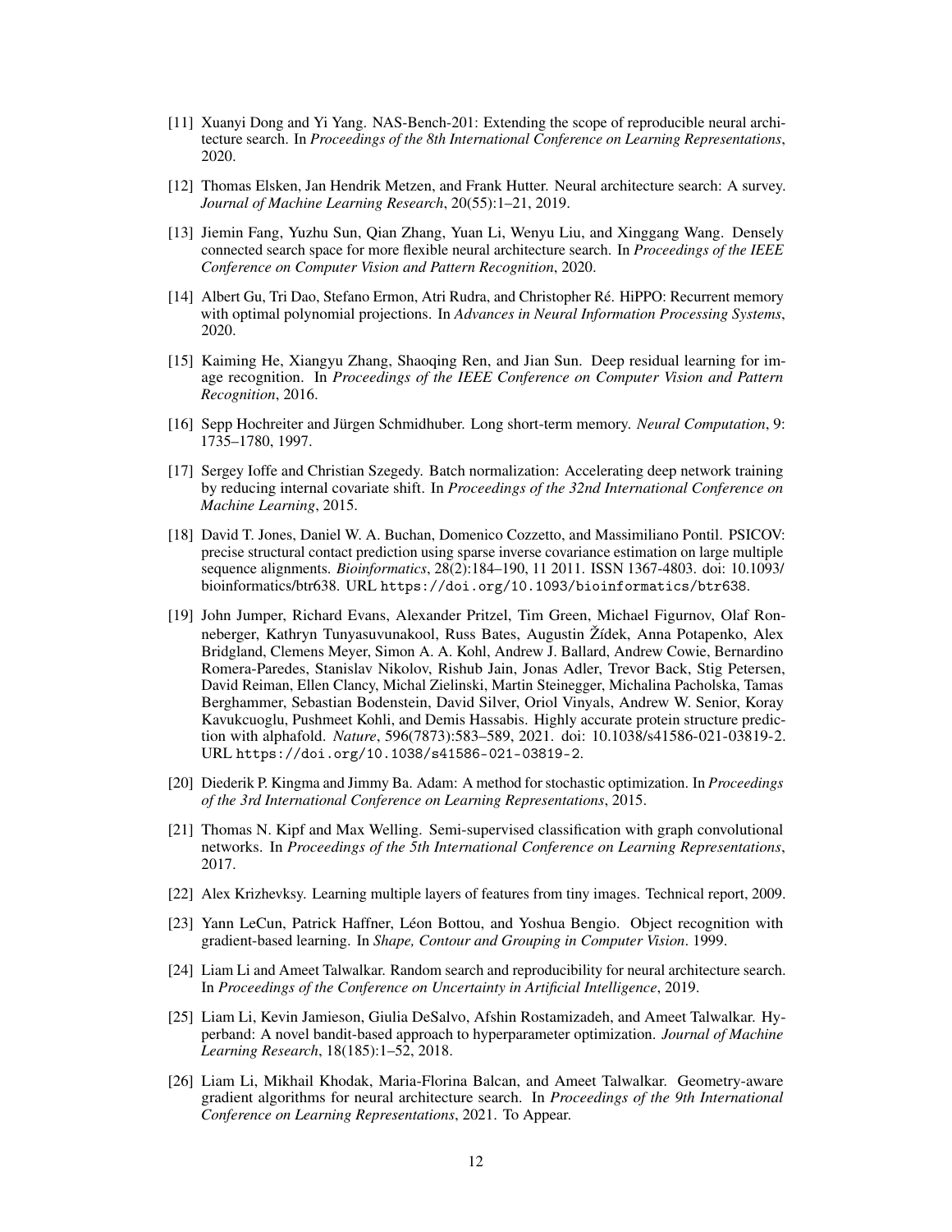[11] Xuanyi Dong and Yi Yang. NAS-Bench-201: Extending the scope of reproducible neural architecture search. In *Proceedings of the 8th International Conference on Learning Representations*, 2020.

[12] Thomas Elsken, Jan Hendrik Metzen, and Frank Hutter. Neural architecture search: A survey. *Journal of Machine Learning Research*, 20(55):1–21, 2019.

[13] Jiemin Fang, Yuzhu Sun, Qian Zhang, Yuan Li, Wenyu Liu, and Xinggang Wang. Densely connected search space for more flexible neural architecture search. In *Proceedings of the IEEE Conference on Computer Vision and Pattern Recognition*, 2020.

[14] Albert Gu, Tri Dao, Stefano Ermon, Atri Rudra, and Christopher Ré. HiPPO: Recurrent memory with optimal polynomial projections. In *Advances in Neural Information Processing Systems*, 2020.

[15] Kaiming He, Xiangyu Zhang, Shaoqing Ren, and Jian Sun. Deep residual learning for image recognition. In *Proceedings of the IEEE Conference on Computer Vision and Pattern Recognition*, 2016.

[16] Sepp Hochreiter and Jürgen Schmidhuber. Long short-term memory. *Neural Computation*, 9: 1735–1780, 1997.

[17] Sergey Ioffe and Christian Szegedy. Batch normalization: Accelerating deep network training by reducing internal covariate shift. In *Proceedings of the 32nd International Conference on Machine Learning*, 2015.

[18] David T. Jones, Daniel W. A. Buchan, Domenico Cozzetto, and Massimiliano Pontil. PSICOV: precise structural contact prediction using sparse inverse covariance estimation on large multiple sequence alignments. *Bioinformatics*, 28(2):184–190, 11 2011. ISSN 1367-4803. doi: 10.1093/bioinformatics/btr638. URL https://doi.org/10.1093/bioinformatics/btr638.

[19] John Jumper, Richard Evans, Alexander Pritzel, Tim Green, Michael Figurnov, Olaf Ronneberger, Kathryn Tunyasuvunakool, Russ Bates, Augustin Žídek, Anna Potapenko, Alex Bridgland, Clemens Meyer, Simon A. A. Kohl, Andrew J. Ballard, Andrew Cowie, Bernardino Romera-Paredes, Stanislav Nikolov, Rishub Jain, Jonas Adler, Trevor Back, Stig Petersen, David Reiman, Ellen Clancy, Michal Zielinski, Martin Steinegger, Michalina Pacholska, Tamas Berghammer, Sebastian Bodenstein, David Silver, Oriol Vinyals, Andrew W. Senior, Koray Kavukcuoglu, Pushmeet Kohli, and Demis Hassabis. Highly accurate protein structure prediction with alphafold. *Nature*, 596(7873):583–589, 2021. doi: 10.1038/s41586-021-03819-2. URL https://doi.org/10.1038/s41586-021-03819-2.

[20] Diederik P. Kingma and Jimmy Ba. Adam: A method for stochastic optimization. In *Proceedings of the 3rd International Conference on Learning Representations*, 2015.

[21] Thomas N. Kipf and Max Welling. Semi-supervised classification with graph convolutional networks. In *Proceedings of the 5th International Conference on Learning Representations*, 2017.

[22] Alex Krizhevksy. Learning multiple layers of features from tiny images. Technical report, 2009.

[23] Yann LeCun, Patrick Haffner, Léon Bottou, and Yoshua Bengio. Object recognition with gradient-based learning. In *Shape, Contour and Grouping in Computer Vision*. 1999.

[24] Liam Li and Ameet Talwalkar. Random search and reproducibility for neural architecture search. In *Proceedings of the Conference on Uncertainty in Artificial Intelligence*, 2019.

[25] Liam Li, Kevin Jamieson, Giulia DeSalvo, Afshin Rostamizadeh, and Ameet Talwalkar. Hyperband: A novel bandit-based approach to hyperparameter optimization. *Journal of Machine Learning Research*, 18(185):1–52, 2018.

[26] Liam Li, Mikhail Khodak, Maria-Florina Balcan, and Ameet Talwalkar. Geometry-aware gradient algorithms for neural architecture search. In *Proceedings of the 9th International Conference on Learning Representations*, 2021. To Appear.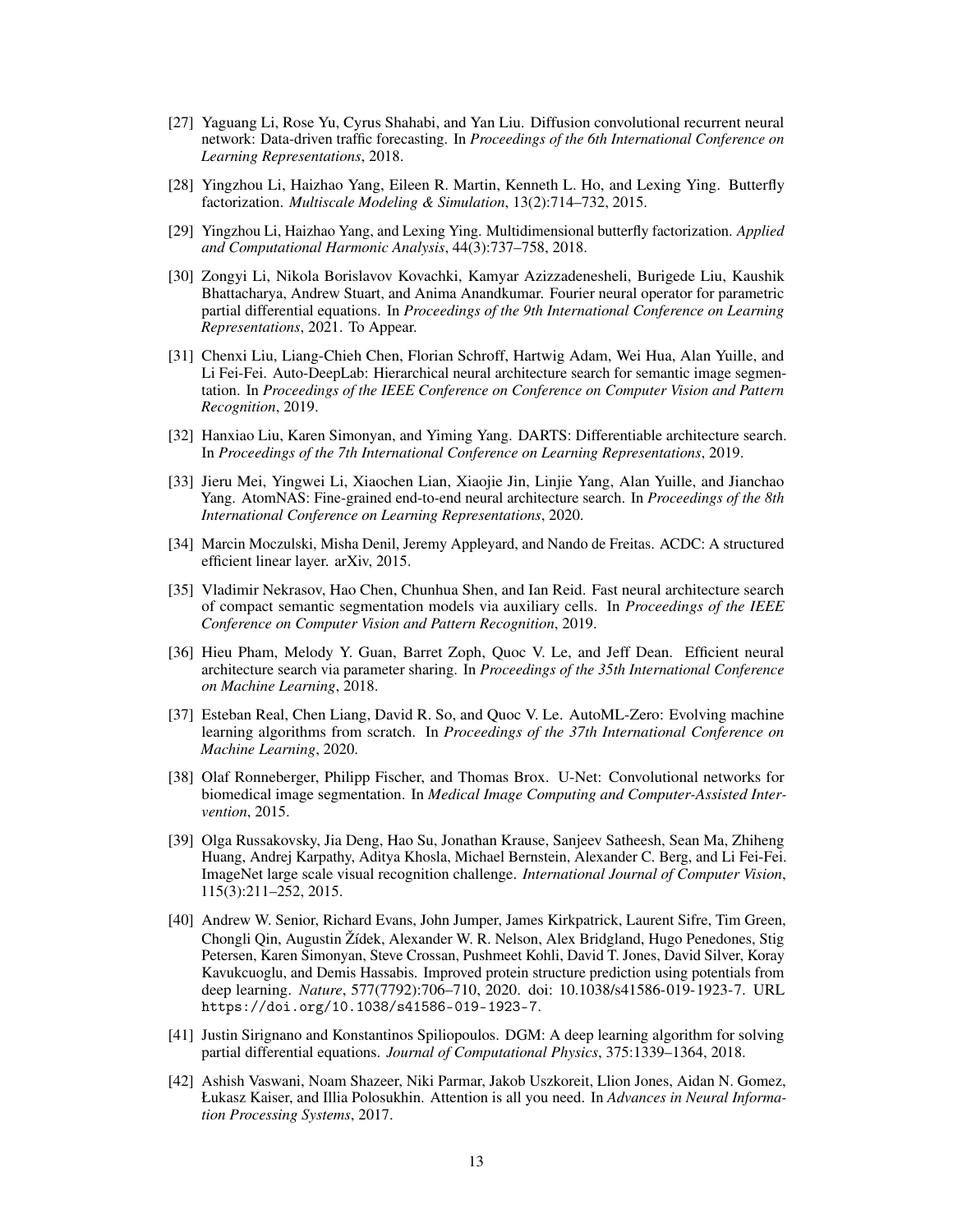[27] Yaguang Li, Rose Yu, Cyrus Shahabi, and Yan Liu. Diffusion convolutional recurrent neural network: Data-driven traffic forecasting. In *Proceedings of the 6th International Conference on Learning Representations*, 2018.

[28] Yingzhou Li, Haizhao Yang, Eileen R. Martin, Kenneth L. Ho, and Lexing Ying. Butterfly factorization. *Multiscale Modeling & Simulation*, 13(2):714–732, 2015.

[29] Yingzhou Li, Haizhao Yang, and Lexing Ying. Multidimensional butterfly factorization. *Applied and Computational Harmonic Analysis*, 44(3):737–758, 2018.

[30] Zongyi Li, Nikola Borislavov Kovachki, Kamyar Azizzadenesheli, Burigede Liu, Kaushik Bhattacharya, Andrew Stuart, and Anima Anandkumar. Fourier neural operator for parametric partial differential equations. In *Proceedings of the 9th International Conference on Learning Representations*, 2021. To Appear.

[31] Chenxi Liu, Liang-Chieh Chen, Florian Schroff, Hartwig Adam, Wei Hua, Alan Yuille, and Li Fei-Fei. Auto-DeepLab: Hierarchical neural architecture search for semantic image segmentation. In *Proceedings of the IEEE Conference on Conference on Computer Vision and Pattern Recognition*, 2019.

[32] Hanxiao Liu, Karen Simonyan, and Yiming Yang. DARTS: Differentiable architecture search. In *Proceedings of the 7th International Conference on Learning Representations*, 2019.

[33] Jieru Mei, Yingwei Li, Xiaochen Lian, Xiaojie Jin, Linjie Yang, Alan Yuille, and Jianchao Yang. AtomNAS: Fine-grained end-to-end neural architecture search. In *Proceedings of the 8th International Conference on Learning Representations*, 2020.

[34] Marcin Moczulski, Misha Denil, Jeremy Appleyard, and Nando de Freitas. ACDC: A structured efficient linear layer. arXiv, 2015.

[35] Vladimir Nekrasov, Hao Chen, Chunhua Shen, and Ian Reid. Fast neural architecture search of compact semantic segmentation models via auxiliary cells. In *Proceedings of the IEEE Conference on Computer Vision and Pattern Recognition*, 2019.

[36] Hieu Pham, Melody Y. Guan, Barret Zoph, Quoc V. Le, and Jeff Dean. Efficient neural architecture search via parameter sharing. In *Proceedings of the 35th International Conference on Machine Learning*, 2018.

[37] Esteban Real, Chen Liang, David R. So, and Quoc V. Le. AutoML-Zero: Evolving machine learning algorithms from scratch. In *Proceedings of the 37th International Conference on Machine Learning*, 2020.

[38] Olaf Ronneberger, Philipp Fischer, and Thomas Brox. U-Net: Convolutional networks for biomedical image segmentation. In *Medical Image Computing and Computer-Assisted Intervention*, 2015.

[39] Olga Russakovsky, Jia Deng, Hao Su, Jonathan Krause, Sanjeev Satheesh, Sean Ma, Zhiheng Huang, Andrej Karpathy, Aditya Khosla, Michael Bernstein, Alexander C. Berg, and Li Fei-Fei. ImageNet large scale visual recognition challenge. *International Journal of Computer Vision*, 115(3):211–252, 2015.

[40] Andrew W. Senior, Richard Evans, John Jumper, James Kirkpatrick, Laurent Sifre, Tim Green, Chongli Qin, Augustin Žídek, Alexander W. R. Nelson, Alex Bridgland, Hugo Penedones, Stig Petersen, Karen Simonyan, Steve Crossan, Pushmeet Kohli, David T. Jones, David Silver, Koray Kavukcuoglu, and Demis Hassabis. Improved protein structure prediction using potentials from deep learning. *Nature*, 577(7792):706–710, 2020. doi: 10.1038/s41586-019-1923-7. URL `https://doi.org/10.1038/s41586-019-1923-7`.

[41] Justin Sirignano and Konstantinos Spiliopoulos. DGM: A deep learning algorithm for solving partial differential equations. *Journal of Computational Physics*, 375:1339–1364, 2018.

[42] Ashish Vaswani, Noam Shazeer, Niki Parmar, Jakob Uszkoreit, Llion Jones, Aidan N. Gomez, Łukasz Kaiser, and Illia Polosukhin. Attention is all you need. In *Advances in Neural Information Processing Systems*, 2017.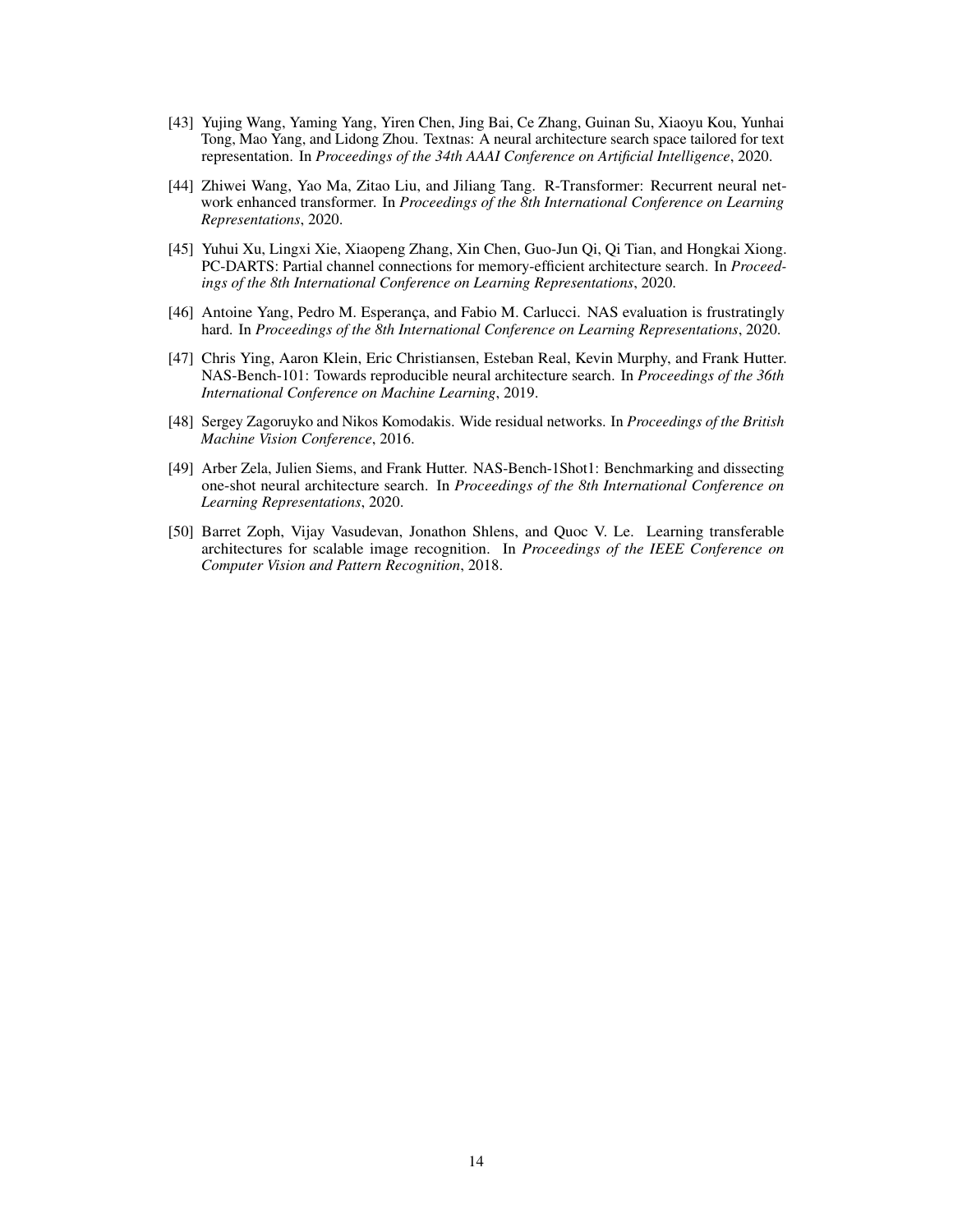[43] Yujing Wang, Yaming Yang, Yiren Chen, Jing Bai, Ce Zhang, Guinan Su, Xiaoyu Kou, Yunhai Tong, Mao Yang, and Lidong Zhou. Textnas: A neural architecture search space tailored for text representation. In *Proceedings of the 34th AAAI Conference on Artificial Intelligence*, 2020.

[44] Zhiwei Wang, Yao Ma, Zitao Liu, and Jiliang Tang. R-Transformer: Recurrent neural network enhanced transformer. In *Proceedings of the 8th International Conference on Learning Representations*, 2020.

[45] Yuhui Xu, Lingxi Xie, Xiaopeng Zhang, Xin Chen, Guo-Jun Qi, Qi Tian, and Hongkai Xiong. PC-DARTS: Partial channel connections for memory-efficient architecture search. In *Proceedings of the 8th International Conference on Learning Representations*, 2020.

[46] Antoine Yang, Pedro M. Esperança, and Fabio M. Carlucci. NAS evaluation is frustratingly hard. In *Proceedings of the 8th International Conference on Learning Representations*, 2020.

[47] Chris Ying, Aaron Klein, Eric Christiansen, Esteban Real, Kevin Murphy, and Frank Hutter. NAS-Bench-101: Towards reproducible neural architecture search. In *Proceedings of the 36th International Conference on Machine Learning*, 2019.

[48] Sergey Zagoruyko and Nikos Komodakis. Wide residual networks. In *Proceedings of the British Machine Vision Conference*, 2016.

[49] Arber Zela, Julien Siems, and Frank Hutter. NAS-Bench-1Shot1: Benchmarking and dissecting one-shot neural architecture search. In *Proceedings of the 8th International Conference on Learning Representations*, 2020.

[50] Barret Zoph, Vijay Vasudevan, Jonathon Shlens, and Quoc V. Le. Learning transferable architectures for scalable image recognition. In *Proceedings of the IEEE Conference on Computer Vision and Pattern Recognition*, 2018.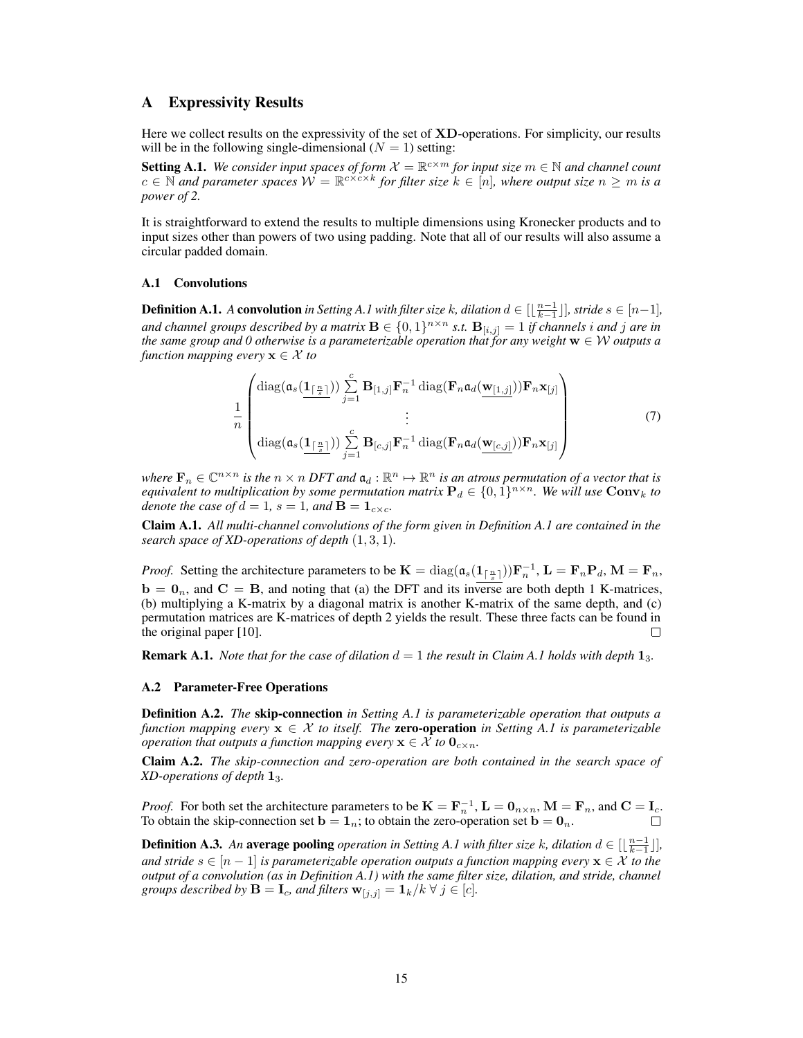# A Expressivity Results

Here we collect results on the expressivity of the set of **XD**-operations. For simplicity, our results will be in the following single-dimensional ($N = 1$) setting:

**Setting A.1.** *We consider input spaces of form $\mathcal{X} = \mathbb{R}^{c \times m}$ for input size $m \in \mathbb{N}$ and channel count $c \in \mathbb{N}$ and parameter spaces $\mathcal{W} = \mathbb{R}^{c \times c \times k}$ for filter size $k \in [n]$, where output size $n \geq m$ is a power of 2.*

It is straightforward to extend the results to multiple dimensions using Kronecker products and to input sizes other than powers of two using padding. Note that all of our results will also assume a circular padded domain.

## A.1 Convolutions

**Definition A.1.** *A* **convolution** *in Setting A.1 with filter size $k$, dilation $d \in [\lfloor \frac{n-1}{k-1} \rfloor]$, stride $s \in [n-1]$, and channel groups described by a matrix $\mathbf{B} \in \{0,1\}^{n \times n}$ s.t. $\mathbf{B}_{[i,j]} = 1$ if channels $i$ and $j$ are in the same group and 0 otherwise is a parameterizable operation that for any weight $\mathbf{w} \in \mathcal{W}$ outputs a function mapping every $\mathbf{x} \in \mathcal{X}$ to*

$$\frac{1}{n}\begin{pmatrix} \operatorname{diag}(\mathfrak{a}_s(\underline{\mathbf{1}_{\lceil \frac{n}{s} \rceil}})) \sum_{j=1}^{c} \mathbf{B}_{[1,j]} \mathbf{F}_n^{-1} \operatorname{diag}(\mathbf{F}_n \mathfrak{a}_d(\underline{\mathbf{w}_{[1,j]}})) \mathbf{F}_n \mathbf{x}_{[j]} \\ \vdots \\ \operatorname{diag}(\mathfrak{a}_s(\underline{\mathbf{1}_{\lceil \frac{n}{s} \rceil}})) \sum_{j=1}^{c} \mathbf{B}_{[c,j]} \mathbf{F}_n^{-1} \operatorname{diag}(\mathbf{F}_n \mathfrak{a}_d(\underline{\mathbf{w}_{[c,j]}})) \mathbf{F}_n \mathbf{x}_{[j]} \end{pmatrix} \tag{7}$$

*where $\mathbf{F}_n \in \mathbb{C}^{n \times n}$ is the $n \times n$ DFT and $\mathfrak{a}_d : \mathbb{R}^n \mapsto \mathbb{R}^n$ is an atrous permutation of a vector that is equivalent to multiplication by some permutation matrix $\mathbf{P}_d \in \{0,1\}^{n \times n}$. We will use $\mathbf{Conv}_k$ to denote the case of $d = 1$, $s = 1$, and $\mathbf{B} = \mathbf{1}_{c \times c}$.*

**Claim A.1.** *All multi-channel convolutions of the form given in Definition A.1 are contained in the search space of XD-operations of depth $(1, 3, 1)$.*

*Proof.* Setting the architecture parameters to be $\mathbf{K} = \operatorname{diag}(\mathfrak{a}_s(\underline{\mathbf{1}_{\lceil \frac{n}{s} \rceil}}))\mathbf{F}_n^{-1}$, $\mathbf{L} = \mathbf{F}_n \mathbf{P}_d$, $\mathbf{M} = \mathbf{F}_n$, $\mathbf{b} = \mathbf{0}_n$, and $\mathbf{C} = \mathbf{B}$, and noting that (a) the DFT and its inverse are both depth 1 K-matrices, (b) multiplying a K-matrix by a diagonal matrix is another K-matrix of the same depth, and (c) permutation matrices are K-matrices of depth 2 yields the result. These three facts can be found in the original paper [10]. $\square$

**Remark A.1.** *Note that for the case of dilation $d = 1$ the result in Claim A.1 holds with depth $\mathbf{1}_3$.*

## A.2 Parameter-Free Operations

**Definition A.2.** *The* **skip-connection** *in Setting A.1 is parameterizable operation that outputs a function mapping every $\mathbf{x} \in \mathcal{X}$ to itself. The* **zero-operation** *in Setting A.1 is parameterizable operation that outputs a function mapping every $\mathbf{x} \in \mathcal{X}$ to $\mathbf{0}_{c \times n}$.*

**Claim A.2.** *The skip-connection and zero-operation are both contained in the search space of XD-operations of depth $\mathbf{1}_3$.*

*Proof.* For both set the architecture parameters to be $\mathbf{K} = \mathbf{F}_n^{-1}$, $\mathbf{L} = \mathbf{0}_{n \times n}$, $\mathbf{M} = \mathbf{F}_n$, and $\mathbf{C} = \mathbf{I}_c$. To obtain the skip-connection set $\mathbf{b} = \mathbf{1}_n$; to obtain the zero-operation set $\mathbf{b} = \mathbf{0}_n$. $\square$

**Definition A.3.** *An* **average pooling** *operation in Setting A.1 with filter size $k$, dilation $d \in [\lfloor \frac{n-1}{k-1} \rfloor]$, and stride $s \in [n-1]$ is parameterizable operation outputs a function mapping every $\mathbf{x} \in \mathcal{X}$ to the output of a convolution (as in Definition A.1) with the same filter size, dilation, and stride, channel groups described by $\mathbf{B} = \mathbf{I}_c$, and filters $\mathbf{w}_{[j,j]} = \mathbf{1}_k / k \ \forall \ j \in [c]$.*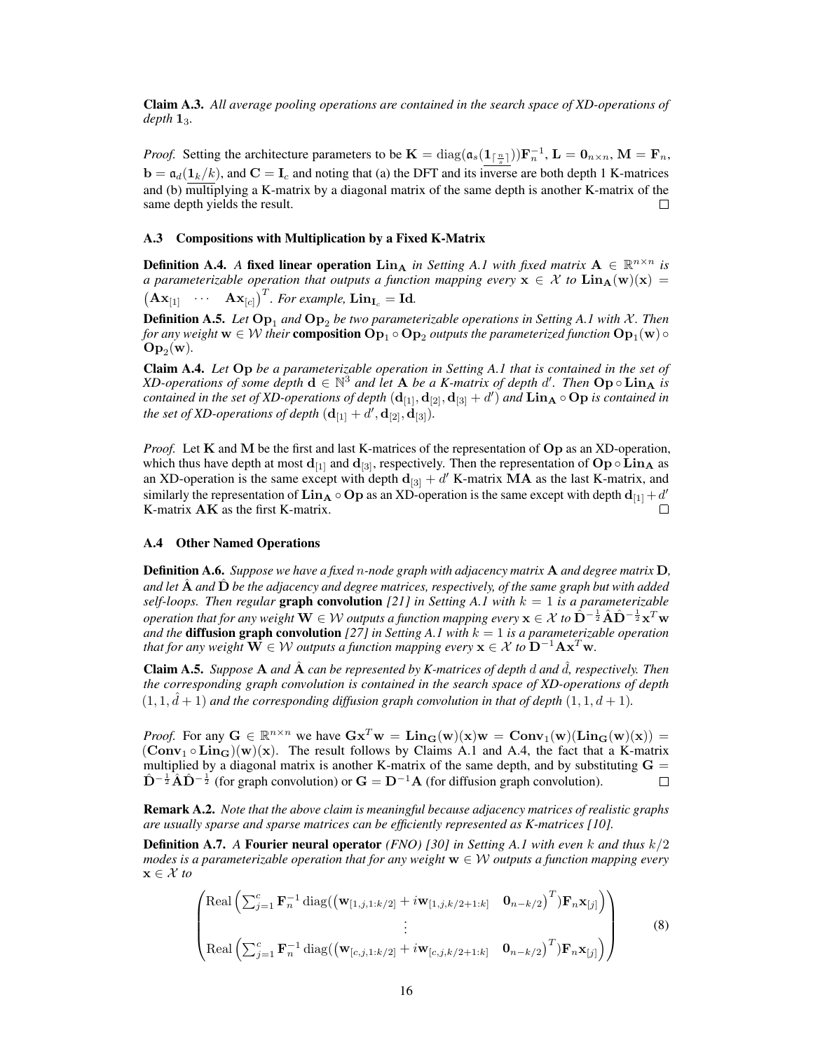**Claim A.3.** *All average pooling operations are contained in the search space of XD-operations of depth $\mathbf{1}_3$.*

*Proof.* Setting the architecture parameters to be $\mathbf{K} = \operatorname{diag}(\mathfrak{a}_s(\underline{\mathbf{1}_{\lceil \frac{n}{s} \rceil}}))\mathbf{F}_n^{-1}$, $\mathbf{L} = \mathbf{0}_{n\times n}$, $\mathbf{M} = \mathbf{F}_n$, $\mathbf{b} = \mathfrak{a}_d(\underline{\mathbf{1}_k/k})$, and $\mathbf{C} = \mathbf{I}_c$ and noting that (a) the DFT and its inverse are both depth 1 K-matrices and (b) multiplying a K-matrix by a diagonal matrix of the same depth is another K-matrix of the same depth yields the result. □

### A.3 Compositions with Multiplication by a Fixed K-Matrix

**Definition A.4.** *A* **fixed linear operation** $\mathbf{Lin}_\mathbf{A}$ *in Setting A.1 with fixed matrix $\mathbf{A} \in \mathbb{R}^{n\times n}$ is a parameterizable operation that outputs a function mapping every $\mathbf{x} \in \mathcal{X}$ to $\mathbf{Lin}_\mathbf{A}(\mathbf{w})(\mathbf{x}) = \begin{pmatrix}\mathbf{A}\mathbf{x}_{[1]} & \cdots & \mathbf{A}\mathbf{x}_{[c]}\end{pmatrix}^T$. For example, $\mathbf{Lin}_{\mathbf{I}_c} = \mathbf{Id}$.*

**Definition A.5.** *Let $\mathbf{Op}_1$ and $\mathbf{Op}_2$ be two parameterizable operations in Setting A.1 with $\mathcal{X}$. Then for any weight $\mathbf{w} \in \mathcal{W}$ their* **composition** $\mathbf{Op}_1 \circ \mathbf{Op}_2$ *outputs the parameterized function $\mathbf{Op}_1(\mathbf{w}) \circ \mathbf{Op}_2(\mathbf{w})$.*

**Claim A.4.** *Let $\mathbf{Op}$ be a parameterizable operation in Setting A.1 that is contained in the set of XD-operations of some depth $\mathbf{d} \in \mathbb{N}^3$ and let $\mathbf{A}$ be a K-matrix of depth $d'$. Then $\mathbf{Op} \circ \mathbf{Lin}_\mathbf{A}$ is contained in the set of XD-operations of depth $(\mathbf{d}_{[1]}, \mathbf{d}_{[2]}, \mathbf{d}_{[3]} + d')$ and $\mathbf{Lin}_\mathbf{A} \circ \mathbf{Op}$ is contained in the set of XD-operations of depth $(\mathbf{d}_{[1]} + d', \mathbf{d}_{[2]}, \mathbf{d}_{[3]})$.*

*Proof.* Let $\mathbf{K}$ and $\mathbf{M}$ be the first and last K-matrices of the representation of $\mathbf{Op}$ as an XD-operation, which thus have depth at most $\mathbf{d}_{[1]}$ and $\mathbf{d}_{[3]}$, respectively. Then the representation of $\mathbf{Op} \circ \mathbf{Lin}_\mathbf{A}$ as an XD-operation is the same except with depth $\mathbf{d}_{[3]} + d'$ K-matrix $\mathbf{MA}$ as the last K-matrix, and similarly the representation of $\mathbf{Lin}_\mathbf{A} \circ \mathbf{Op}$ as an XD-operation is the same except with depth $\mathbf{d}_{[1]} + d'$ K-matrix $\mathbf{AK}$ as the first K-matrix. □

### A.4 Other Named Operations

**Definition A.6.** *Suppose we have a fixed $n$-node graph with adjacency matrix $\mathbf{A}$ and degree matrix $\mathbf{D}$, and let $\hat{\mathbf{A}}$ and $\hat{\mathbf{D}}$ be the adjacency and degree matrices, respectively, of the same graph but with added self-loops. Then regular* **graph convolution** *[21] in Setting A.1 with $k = 1$ is a parameterizable operation that for any weight $\mathbf{W} \in \mathcal{W}$ outputs a function mapping every $\mathbf{x} \in \mathcal{X}$ to $\hat{\mathbf{D}}^{-\frac{1}{2}}\hat{\mathbf{A}}\hat{\mathbf{D}}^{-\frac{1}{2}}\mathbf{x}^T\mathbf{w}$ and the* **diffusion graph convolution** *[27] in Setting A.1 with $k = 1$ is a parameterizable operation that for any weight $\mathbf{W} \in \mathcal{W}$ outputs a function mapping every $\mathbf{x} \in \mathcal{X}$ to $\mathbf{D}^{-1}\mathbf{A}\mathbf{x}^T\mathbf{w}$.*

**Claim A.5.** *Suppose $\mathbf{A}$ and $\hat{\mathbf{A}}$ can be represented by K-matrices of depth $d$ and $\hat{d}$, respectively. Then the corresponding graph convolution is contained in the search space of XD-operations of depth $(1, 1, \hat{d} + 1)$ and the corresponding diffusion graph convolution in that of depth $(1, 1, d + 1)$.*

*Proof.* For any $\mathbf{G} \in \mathbb{R}^{n\times n}$ we have $\mathbf{G}\mathbf{x}^T\mathbf{w} = \mathbf{Lin}_\mathbf{G}(\mathbf{w})(\mathbf{x})\mathbf{w} = \mathbf{Conv}_1(\mathbf{w})(\mathbf{Lin}_\mathbf{G}(\mathbf{w})(\mathbf{x})) = (\mathbf{Conv}_1 \circ \mathbf{Lin}_\mathbf{G})(\mathbf{w})(\mathbf{x})$. The result follows by Claims A.1 and A.4, the fact that a K-matrix multiplied by a diagonal matrix is another K-matrix of the same depth, and by substituting $\mathbf{G} = \hat{\mathbf{D}}^{-\frac{1}{2}}\hat{\mathbf{A}}\hat{\mathbf{D}}^{-\frac{1}{2}}$ (for graph convolution) or $\mathbf{G} = \mathbf{D}^{-1}\mathbf{A}$ (for diffusion graph convolution). □

**Remark A.2.** *Note that the above claim is meaningful because adjacency matrices of realistic graphs are usually sparse and sparse matrices can be efficiently represented as K-matrices [10].*

**Definition A.7.** *A* **Fourier neural operator** *(FNO) [30] in Setting A.1 with even $k$ and thus $k/2$ modes is a parameterizable operation that for any weight $\mathbf{w} \in \mathcal{W}$ outputs a function mapping every $\mathbf{x} \in \mathcal{X}$ to*

$$
\begin{pmatrix}
\operatorname{Real}\left(\sum_{j=1}^{c} \mathbf{F}_n^{-1} \operatorname{diag}(\begin{pmatrix}\mathbf{w}_{[1,j,1:k/2]} + i\mathbf{w}_{[1,j,k/2+1:k]} & \mathbf{0}_{n-k/2}\end{pmatrix}^T)\mathbf{F}_n\mathbf{x}_{[j]}\right) \\
\vdots \\
\operatorname{Real}\left(\sum_{j=1}^{c} \mathbf{F}_n^{-1} \operatorname{diag}(\begin{pmatrix}\mathbf{w}_{[c,j,1:k/2]} + i\mathbf{w}_{[c,j,k/2+1:k]} & \mathbf{0}_{n-k/2}\end{pmatrix}^T)\mathbf{F}_n\mathbf{x}_{[j]}\right)
\end{pmatrix}
\tag{8}
$$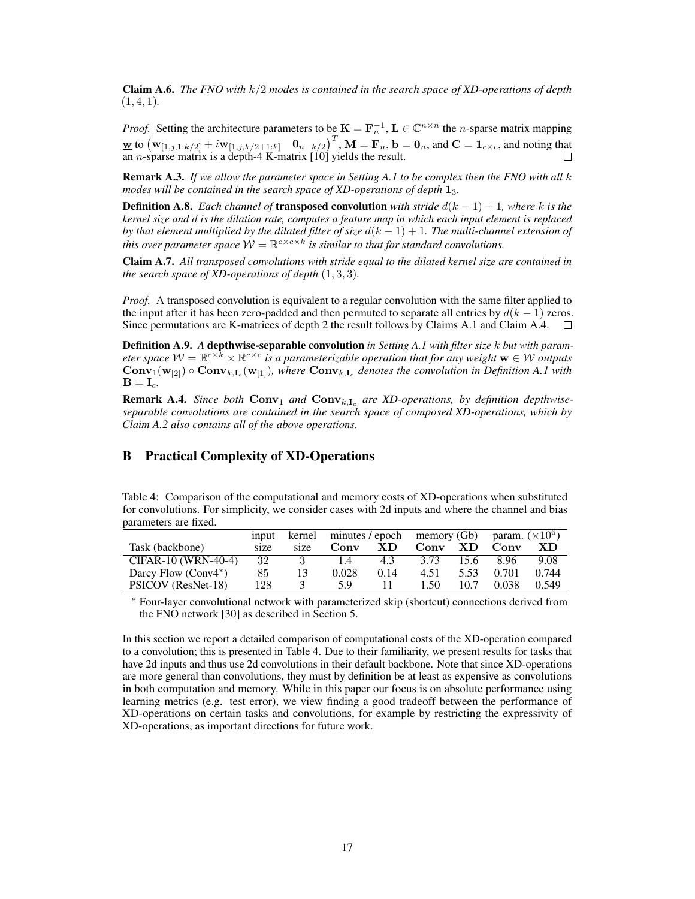**Claim A.6.** *The FNO with $k/2$ modes is contained in the search space of XD-operations of depth $(1, 4, 1)$.*

*Proof.* Setting the architecture parameters to be $\mathbf{K} = \mathbf{F}_n^{-1}$, $\mathbf{L} \in \mathbb{C}^{n \times n}$ the $n$-sparse matrix mapping $\underline{\mathbf{w}}$ to $\begin{pmatrix} \mathbf{w}_{[1,j,1:k/2]} + i\mathbf{w}_{[1,j,k/2+1:k]} & \mathbf{0}_{n-k/2} \end{pmatrix}^T$, $\mathbf{M} = \mathbf{F}_n$, $\mathbf{b} = \mathbf{0}_n$, and $\mathbf{C} = \mathbf{1}_{c \times c}$, and noting that an $n$-sparse matrix is a depth-4 K-matrix [10] yields the result. □

**Remark A.3.** *If we allow the parameter space in Setting A.1 to be complex then the FNO with all $k$ modes will be contained in the search space of XD-operations of depth $\mathbf{1}_3$.*

**Definition A.8.** *Each channel of* **transposed convolution** *with stride $d(k-1)+1$, where $k$ is the kernel size and $d$ is the dilation rate, computes a feature map in which each input element is replaced by that element multiplied by the dilated filter of size $d(k-1)+1$. The multi-channel extension of this over parameter space $\mathcal{W} = \mathbb{R}^{c \times c \times k}$ is similar to that for standard convolutions.*

**Claim A.7.** *All transposed convolutions with stride equal to the dilated kernel size are contained in the search space of XD-operations of depth $(1, 3, 3)$.*

*Proof.* A transposed convolution is equivalent to a regular convolution with the same filter applied to the input after it has been zero-padded and then permuted to separate all entries by $d(k-1)$ zeros. Since permutations are K-matrices of depth 2 the result follows by Claims A.1 and Claim A.4. □

**Definition A.9.** *A* **depthwise-separable convolution** *in Setting A.1 with filter size $k$ but with parameter space $\mathcal{W} = \mathbb{R}^{c \times k} \times \mathbb{R}^{c \times c}$ is a parameterizable operation that for any weight $\mathbf{w} \in \mathcal{W}$ outputs $\mathbf{Conv}_1(\mathbf{w}_{[2]}) \circ \mathbf{Conv}_{k,\mathbf{I}_c}(\mathbf{w}_{[1]})$, where $\mathbf{Conv}_{k,\mathbf{I}_c}$ denotes the convolution in Definition A.1 with $\mathbf{B} = \mathbf{I}_c$.*

**Remark A.4.** *Since both $\mathbf{Conv}_1$ and $\mathbf{Conv}_{k,\mathbf{I}_c}$ are XD-operations, by definition depthwise-separable convolutions are contained in the search space of composed XD-operations, which by Claim A.2 also contains all of the above operations.*

## B Practical Complexity of XD-Operations

Table 4: Comparison of the computational and memory costs of XD-operations when substituted for convolutions. For simplicity, we consider cases with 2d inputs and where the channel and bias parameters are fixed.

| Task (backbone) | input size | kernel size | minutes / epoch | | memory (Gb) | | param. ($\times 10^6$) | |
|---|---|---|---|---|---|---|---|---|
| | | | **Conv** | **XD** | **Conv** | **XD** | **Conv** | **XD** |
| CIFAR-10 (WRN-40-4) | 32 | 3 | 1.4 | 4.3 | 3.73 | 15.6 | 8.96 | 9.08 |
| Darcy Flow (Conv4*) | 85 | 13 | 0.028 | 0.14 | 4.51 | 5.53 | 0.701 | 0.744 |
| PSICOV (ResNet-18) | 128 | 3 | 5.9 | 11 | 1.50 | 10.7 | 0.038 | 0.549 |

* Four-layer convolutional network with parameterized skip (shortcut) connections derived from the FNO network [30] as described in Section 5.

In this section we report a detailed comparison of computational costs of the XD-operation compared to a convolution; this is presented in Table 4. Due to their familiarity, we present results for tasks that have 2d inputs and thus use 2d convolutions in their default backbone. Note that since XD-operations are more general than convolutions, they must by definition be at least as expensive as convolutions in both computation and memory. While in this paper our focus is on absolute performance using learning metrics (e.g. test error), we view finding a good tradeoff between the performance of XD-operations on certain tasks and convolutions, for example by restricting the expressivity of XD-operations, as important directions for future work.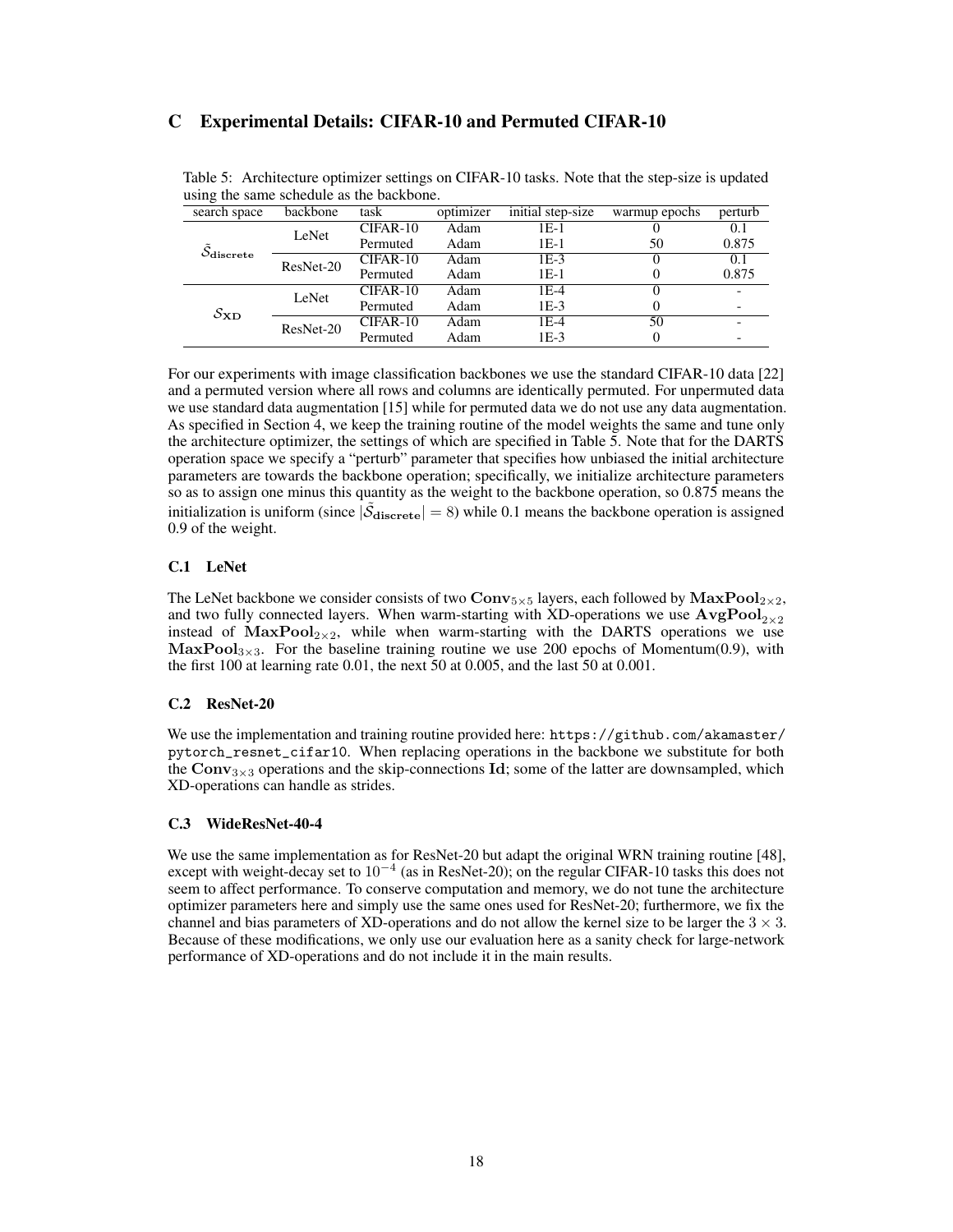# C Experimental Details: CIFAR-10 and Permuted CIFAR-10

Table 5: Architecture optimizer settings on CIFAR-10 tasks. Note that the step-size is updated using the same schedule as the backbone.

| search space | backbone | task | optimizer | initial step-size | warmup epochs | perturb |
|---|---|---|---|---|---|---|
| $\tilde{\mathcal{S}}_{\text{discrete}}$ | LeNet | CIFAR-10 | Adam | 1E-1 | 0 | 0.1 |
| | | Permuted | Adam | 1E-1 | 50 | 0.875 |
| | ResNet-20 | CIFAR-10 | Adam | 1E-3 | 0 | 0.1 |
| | | Permuted | Adam | 1E-1 | 0 | 0.875 |
| $\mathcal{S}_{\text{XD}}$ | LeNet | CIFAR-10 | Adam | 1E-4 | 0 | - |
| | | Permuted | Adam | 1E-3 | 0 | - |
| | ResNet-20 | CIFAR-10 | Adam | 1E-4 | 50 | - |
| | | Permuted | Adam | 1E-3 | 0 | - |

For our experiments with image classification backbones we use the standard CIFAR-10 data [22] and a permuted version where all rows and columns are identically permuted. For unpermuted data we use standard data augmentation [15] while for permuted data we do not use any data augmentation. As specified in Section 4, we keep the training routine of the model weights the same and tune only the architecture optimizer, the settings of which are specified in Table 5. Note that for the DARTS operation space we specify a "perturb" parameter that specifies how unbiased the initial architecture parameters are towards the backbone operation; specifically, we initialize architecture parameters so as to assign one minus this quantity as the weight to the backbone operation, so 0.875 means the initialization is uniform (since $|\tilde{\mathcal{S}}_{\text{discrete}}| = 8$) while 0.1 means the backbone operation is assigned 0.9 of the weight.

## C.1 LeNet

The LeNet backbone we consider consists of two $\mathbf{Conv}_{5\times5}$ layers, each followed by $\mathbf{MaxPool}_{2\times2}$, and two fully connected layers. When warm-starting with XD-operations we use $\mathbf{AvgPool}_{2\times2}$ instead of $\mathbf{MaxPool}_{2\times2}$, while when warm-starting with the DARTS operations we use $\mathbf{MaxPool}_{3\times3}$. For the baseline training routine we use 200 epochs of Momentum(0.9), with the first 100 at learning rate 0.01, the next 50 at 0.005, and the last 50 at 0.001.

## C.2 ResNet-20

We use the implementation and training routine provided here: https://github.com/akamaster/pytorch_resnet_cifar10. When replacing operations in the backbone we substitute for both the $\mathbf{Conv}_{3\times3}$ operations and the skip-connections $\mathbf{Id}$; some of the latter are downsampled, which XD-operations can handle as strides.

## C.3 WideResNet-40-4

We use the same implementation as for ResNet-20 but adapt the original WRN training routine [48], except with weight-decay set to $10^{-4}$ (as in ResNet-20); on the regular CIFAR-10 tasks this does not seem to affect performance. To conserve computation and memory, we do not tune the architecture optimizer parameters here and simply use the same ones used for ResNet-20; furthermore, we fix the channel and bias parameters of XD-operations and do not allow the kernel size to be larger the $3 \times 3$. Because of these modifications, we only use our evaluation here as a sanity check for large-network performance of XD-operations and do not include it in the main results.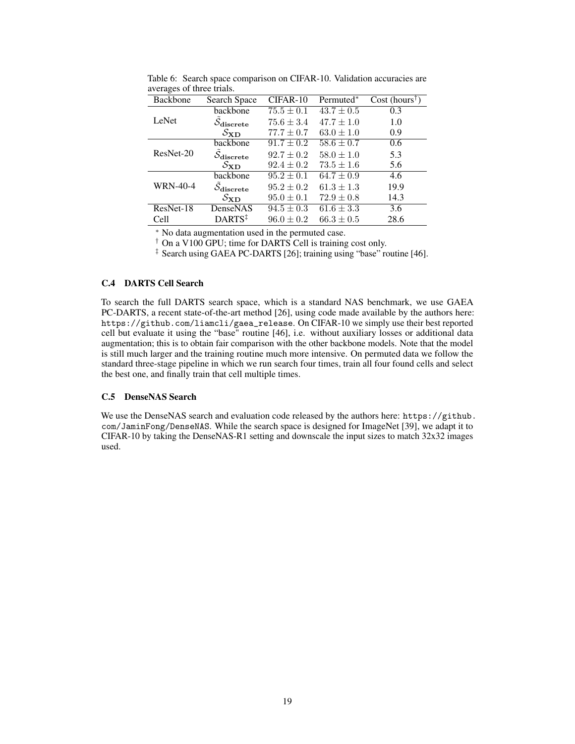Table 6: Search space comparison on CIFAR-10. Validation accuracies are averages of three trials.

| Backbone | Search Space | CIFAR-10 | Permuted* | Cost (hours†) |
|---|---|---|---|---|
| LeNet | backbone | $75.5 \pm 0.1$ | $43.7 \pm 0.5$ | 0.3 |
| | $\tilde{\mathcal{S}}_{\mathbf{discrete}}$ | $75.6 \pm 3.4$ | $47.7 \pm 1.0$ | 1.0 |
| | $\mathcal{S}_{\mathbf{XD}}$ | $77.7 \pm 0.7$ | $63.0 \pm 1.0$ | 0.9 |
| ResNet-20 | backbone | $91.7 \pm 0.2$ | $58.6 \pm 0.7$ | 0.6 |
| | $\tilde{\mathcal{S}}_{\mathbf{discrete}}$ | $92.7 \pm 0.2$ | $58.0 \pm 1.0$ | 5.3 |
| | $\mathcal{S}_{\mathbf{XD}}$ | $92.4 \pm 0.2$ | $73.5 \pm 1.6$ | 5.6 |
| WRN-40-4 | backbone | $95.2 \pm 0.1$ | $64.7 \pm 0.9$ | 4.6 |
| | $\tilde{\mathcal{S}}_{\mathbf{discrete}}$ | $95.2 \pm 0.2$ | $61.3 \pm 1.3$ | 19.9 |
| | $\mathcal{S}_{\mathbf{XD}}$ | $95.0 \pm 0.1$ | $72.9 \pm 0.8$ | 14.3 |
| ResNet-18 | DenseNAS | $94.5 \pm 0.3$ | $61.6 \pm 3.3$ | 3.6 |
| Cell | DARTS‡ | $96.0 \pm 0.2$ | $66.3 \pm 0.5$ | 28.6 |

* No data augmentation used in the permuted case.

† On a V100 GPU; time for DARTS Cell is training cost only.

‡ Search using GAEA PC-DARTS [26]; training using "base" routine [46].

### C.4 DARTS Cell Search

To search the full DARTS search space, which is a standard NAS benchmark, we use GAEA PC-DARTS, a recent state-of-the-art method [26], using code made available by the authors here: https://github.com/liamcli/gaea_release. On CIFAR-10 we simply use their best reported cell but evaluate it using the "base" routine [46], i.e. without auxiliary losses or additional data augmentation; this is to obtain fair comparison with the other backbone models. Note that the model is still much larger and the training routine much more intensive. On permuted data we follow the standard three-stage pipeline in which we run search four times, train all four found cells and select the best one, and finally train that cell multiple times.

### C.5 DenseNAS Search

We use the DenseNAS search and evaluation code released by the authors here: https://github.com/JaminFong/DenseNAS. While the search space is designed for ImageNet [39], we adapt it to CIFAR-10 by taking the DenseNAS-R1 setting and downscale the input sizes to match 32x32 images used.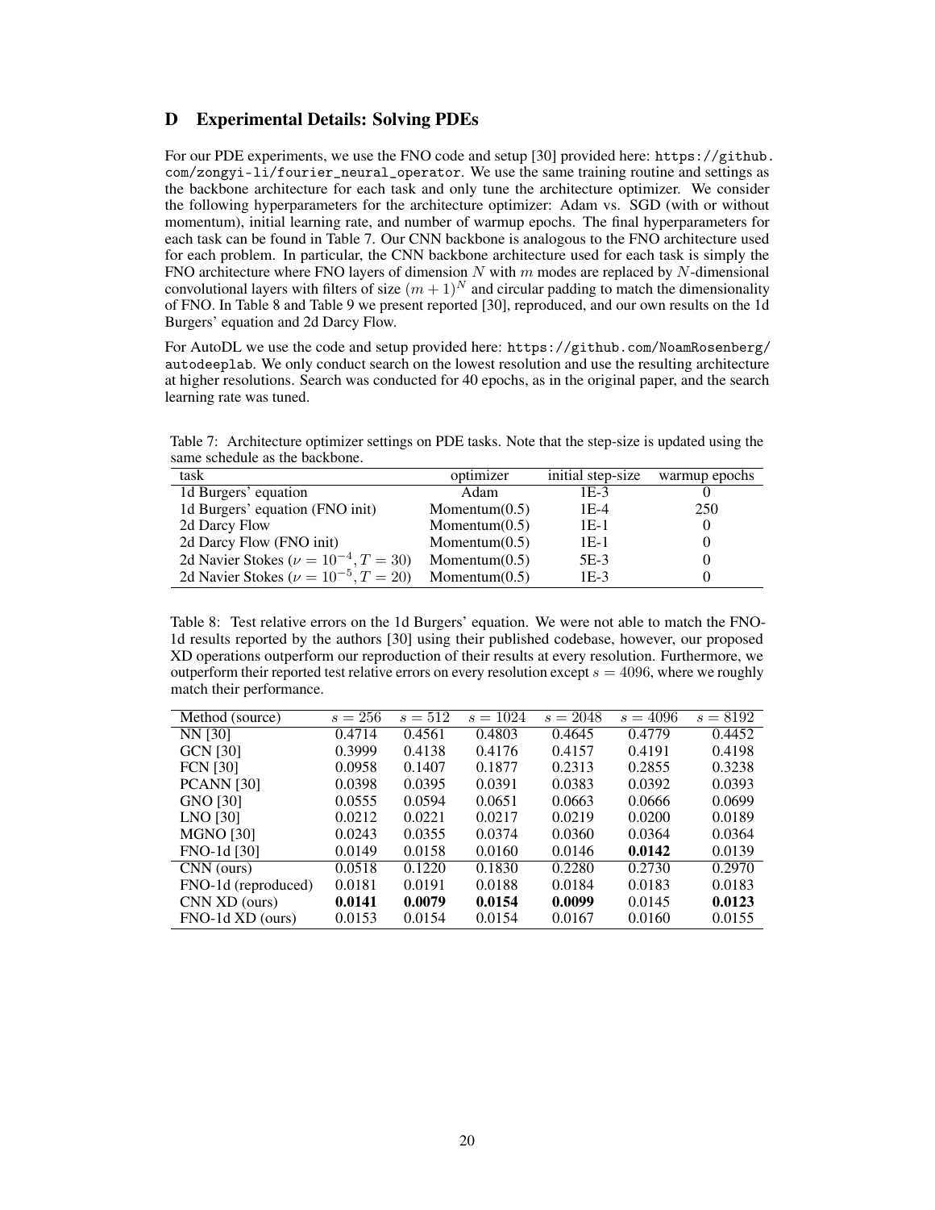# D Experimental Details: Solving PDEs

For our PDE experiments, we use the FNO code and setup [30] provided here: `https://github.com/zongyi-li/fourier_neural_operator`. We use the same training routine and settings as the backbone architecture for each task and only tune the architecture optimizer. We consider the following hyperparameters for the architecture optimizer: Adam vs. SGD (with or without momentum), initial learning rate, and number of warmup epochs. The final hyperparameters for each task can be found in Table 7. Our CNN backbone is analogous to the FNO architecture used for each problem. In particular, the CNN backbone architecture used for each task is simply the FNO architecture where FNO layers of dimension $N$ with $m$ modes are replaced by $N$-dimensional convolutional layers with filters of size $(m+1)^N$ and circular padding to match the dimensionality of FNO. In Table 8 and Table 9 we present reported [30], reproduced, and our own results on the 1d Burgers' equation and 2d Darcy Flow.

For AutoDL we use the code and setup provided here: `https://github.com/NoamRosenberg/autodeeplab`. We only conduct search on the lowest resolution and use the resulting architecture at higher resolutions. Search was conducted for 40 epochs, as in the original paper, and the search learning rate was tuned.

Table 7: Architecture optimizer settings on PDE tasks. Note that the step-size is updated using the same schedule as the backbone.

| task | optimizer | initial step-size | warmup epochs |
|---|---|---|---|
| 1d Burgers' equation | Adam | 1E-3 | 0 |
| 1d Burgers' equation (FNO init) | Momentum(0.5) | 1E-4 | 250 |
| 2d Darcy Flow | Momentum(0.5) | 1E-1 | 0 |
| 2d Darcy Flow (FNO init) | Momentum(0.5) | 1E-1 | 0 |
| 2d Navier Stokes ($\nu = 10^{-4}, T = 30$) | Momentum(0.5) | 5E-3 | 0 |
| 2d Navier Stokes ($\nu = 10^{-5}, T = 20$) | Momentum(0.5) | 1E-3 | 0 |

Table 8: Test relative errors on the 1d Burgers' equation. We were not able to match the FNO-1d results reported by the authors [30] using their published codebase, however, our proposed XD operations outperform our reproduction of their results at every resolution. Furthermore, we outperform their reported test relative errors on every resolution except $s = 4096$, where we roughly match their performance.

| Method (source) | $s = 256$ | $s = 512$ | $s = 1024$ | $s = 2048$ | $s = 4096$ | $s = 8192$ |
|---|---|---|---|---|---|---|
| NN [30] | 0.4714 | 0.4561 | 0.4803 | 0.4645 | 0.4779 | 0.4452 |
| GCN [30] | 0.3999 | 0.4138 | 0.4176 | 0.4157 | 0.4191 | 0.4198 |
| FCN [30] | 0.0958 | 0.1407 | 0.1877 | 0.2313 | 0.2855 | 0.3238 |
| PCANN [30] | 0.0398 | 0.0395 | 0.0391 | 0.0383 | 0.0392 | 0.0393 |
| GNO [30] | 0.0555 | 0.0594 | 0.0651 | 0.0663 | 0.0666 | 0.0699 |
| LNO [30] | 0.0212 | 0.0221 | 0.0217 | 0.0219 | 0.0200 | 0.0189 |
| MGNO [30] | 0.0243 | 0.0355 | 0.0374 | 0.0360 | 0.0364 | 0.0364 |
| FNO-1d [30] | 0.0149 | 0.0158 | 0.0160 | 0.0146 | **0.0142** | 0.0139 |
| CNN (ours) | 0.0518 | 0.1220 | 0.1830 | 0.2280 | 0.2730 | 0.2970 |
| FNO-1d (reproduced) | 0.0181 | 0.0191 | 0.0188 | 0.0184 | 0.0183 | 0.0183 |
| CNN XD (ours) | **0.0141** | **0.0079** | **0.0154** | **0.0099** | 0.0145 | **0.0123** |
| FNO-1d XD (ours) | 0.0153 | 0.0154 | 0.0154 | 0.0167 | 0.0160 | 0.0155 |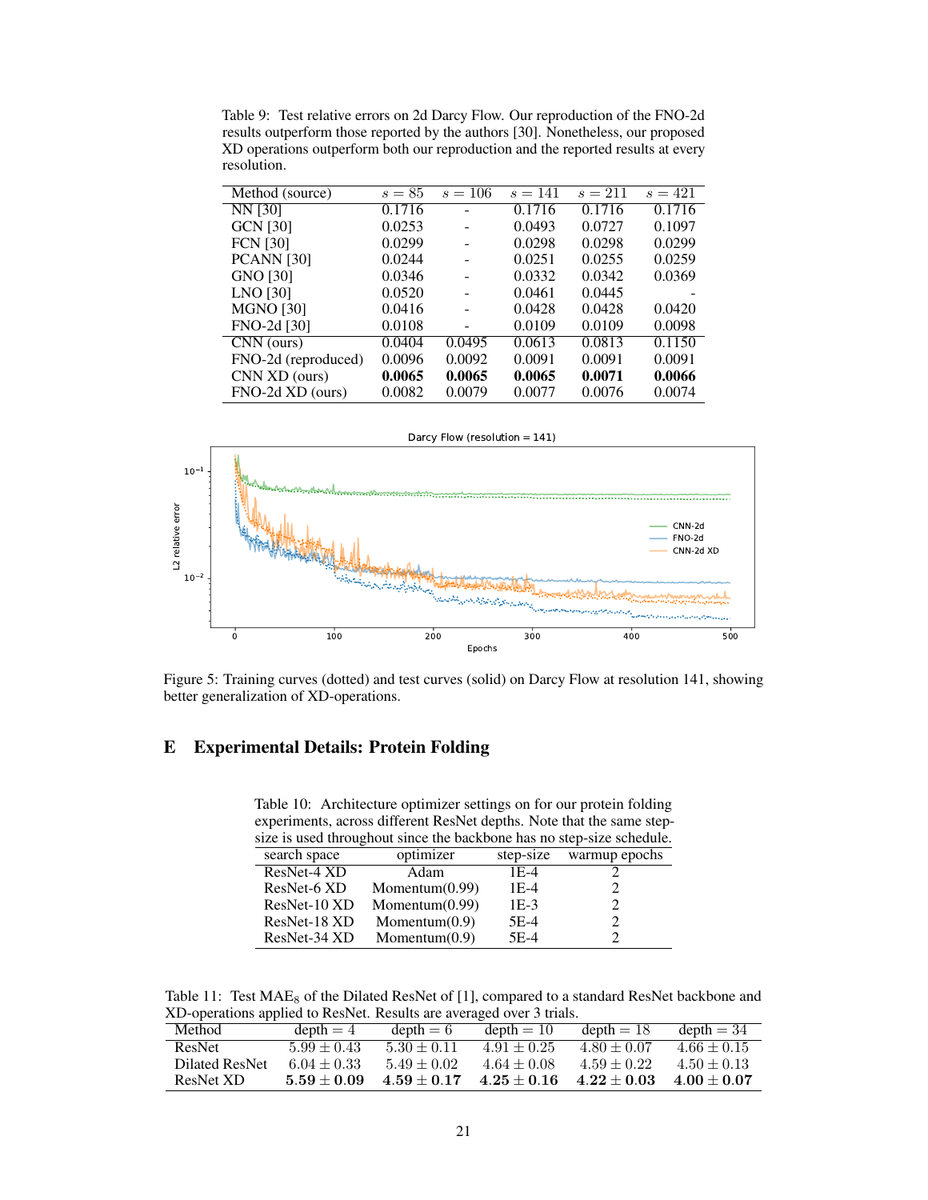Table 9: Test relative errors on 2d Darcy Flow. Our reproduction of the FNO-2d results outperform those reported by the authors [30]. Nonetheless, our proposed XD operations outperform both our reproduction and the reported results at every resolution.

| Method (source) | $s = 85$ | $s = 106$ | $s = 141$ | $s = 211$ | $s = 421$ |
|---|---|---|---|---|---|
| NN [30] | 0.1716 | - | 0.1716 | 0.1716 | 0.1716 |
| GCN [30] | 0.0253 | - | 0.0493 | 0.0727 | 0.1097 |
| FCN [30] | 0.0299 | - | 0.0298 | 0.0298 | 0.0299 |
| PCANN [30] | 0.0244 | - | 0.0251 | 0.0255 | 0.0259 |
| GNO [30] | 0.0346 | - | 0.0332 | 0.0342 | 0.0369 |
| LNO [30] | 0.0520 | - | 0.0461 | 0.0445 | - |
| MGNO [30] | 0.0416 | - | 0.0428 | 0.0428 | 0.0420 |
| FNO-2d [30] | 0.0108 | - | 0.0109 | 0.0109 | 0.0098 |
| CNN (ours) | 0.0404 | 0.0495 | 0.0613 | 0.0813 | 0.1150 |
| FNO-2d (reproduced) | 0.0096 | 0.0092 | 0.0091 | 0.0091 | 0.0091 |
| CNN XD (ours) | **0.0065** | **0.0065** | **0.0065** | **0.0071** | **0.0066** |
| FNO-2d XD (ours) | 0.0082 | 0.0079 | 0.0077 | 0.0076 | 0.0074 |

Figure 5: Training curves (dotted) and test curves (solid) on Darcy Flow at resolution 141, showing better generalization of XD-operations.

# E Experimental Details: Protein Folding

Table 10: Architecture optimizer settings on for our protein folding experiments, across different ResNet depths. Note that the same step-size is used throughout since the backbone has no step-size schedule.

| search space | optimizer | step-size | warmup epochs |
|---|---|---|---|
| ResNet-4 XD | Adam | 1E-4 | 2 |
| ResNet-6 XD | Momentum(0.99) | 1E-4 | 2 |
| ResNet-10 XD | Momentum(0.99) | 1E-3 | 2 |
| ResNet-18 XD | Momentum(0.9) | 5E-4 | 2 |
| ResNet-34 XD | Momentum(0.9) | 5E-4 | 2 |

Table 11: Test $\text{MAE}_8$ of the Dilated ResNet of [1], compared to a standard ResNet backbone and XD-operations applied to ResNet. Results are averaged over 3 trials.

| Method | depth = 4 | depth = 6 | depth = 10 | depth = 18 | depth = 34 |
|---|---|---|---|---|---|
| ResNet | $5.99 \pm 0.43$ | $5.30 \pm 0.11$ | $4.91 \pm 0.25$ | $4.80 \pm 0.07$ | $4.66 \pm 0.15$ |
| Dilated ResNet | $6.04 \pm 0.33$ | $5.49 \pm 0.02$ | $4.64 \pm 0.08$ | $4.59 \pm 0.22$ | $4.50 \pm 0.13$ |
| ResNet XD | $\mathbf{5.59 \pm 0.09}$ | $\mathbf{4.59 \pm 0.17}$ | $\mathbf{4.25 \pm 0.16}$ | $\mathbf{4.22 \pm 0.03}$ | $\mathbf{4.00 \pm 0.07}$ |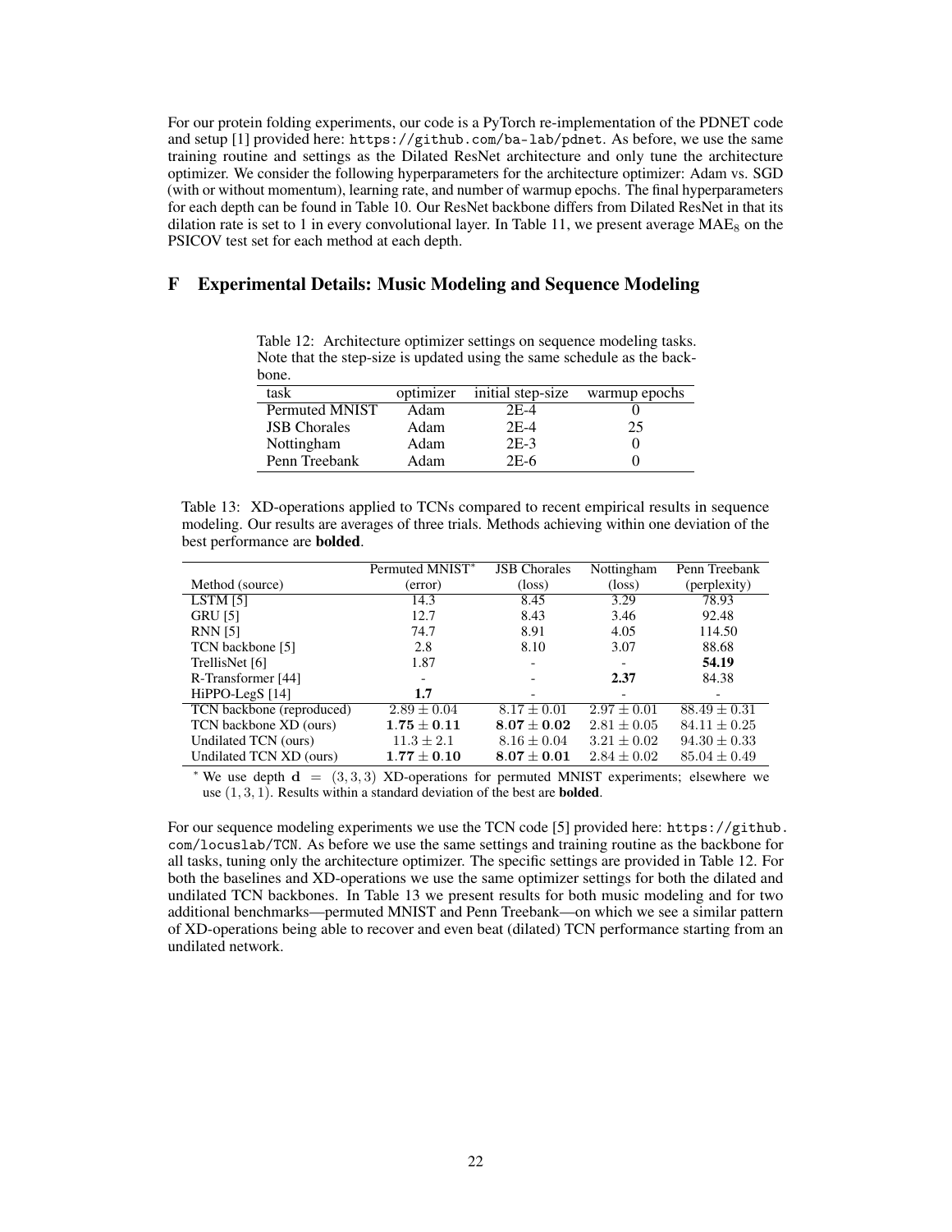For our protein folding experiments, our code is a PyTorch re-implementation of the PDNET code and setup [1] provided here: `https://github.com/ba-lab/pdnet`. As before, we use the same training routine and settings as the Dilated ResNet architecture and only tune the architecture optimizer. We consider the following hyperparameters for the architecture optimizer: Adam vs. SGD (with or without momentum), learning rate, and number of warmup epochs. The final hyperparameters for each depth can be found in Table 10. Our ResNet backbone differs from Dilated ResNet in that its dilation rate is set to 1 in every convolutional layer. In Table 11, we present average $\text{MAE}_8$ on the PSICOV test set for each method at each depth.

## F Experimental Details: Music Modeling and Sequence Modeling

Table 12: Architecture optimizer settings on sequence modeling tasks. Note that the step-size is updated using the same schedule as the backbone.

| task | optimizer | initial step-size | warmup epochs |
|---|---|---|---|
| Permuted MNIST | Adam | 2E-4 | 0 |
| JSB Chorales | Adam | 2E-4 | 25 |
| Nottingham | Adam | 2E-3 | 0 |
| Penn Treebank | Adam | 2E-6 | 0 |

Table 13: XD-operations applied to TCNs compared to recent empirical results in sequence modeling. Our results are averages of three trials. Methods achieving within one deviation of the best performance are **bolded**.

| Method (source) | Permuted MNIST* (error) | JSB Chorales (loss) | Nottingham (loss) | Penn Treebank (perplexity) |
|---|---|---|---|---|
| LSTM [5] | 14.3 | 8.45 | 3.29 | 78.93 |
| GRU [5] | 12.7 | 8.43 | 3.46 | 92.48 |
| RNN [5] | 74.7 | 8.91 | 4.05 | 114.50 |
| TCN backbone [5] | 2.8 | 8.10 | 3.07 | 88.68 |
| TrellisNet [6] | 1.87 | - | - | **54.19** |
| R-Transformer [44] | - | - | **2.37** | 84.38 |
| HiPPO-LegS [14] | **1.7** | - | - | - |
| TCN backbone (reproduced) | $2.89 \pm 0.04$ | $8.17 \pm 0.01$ | $2.97 \pm 0.01$ | $88.49 \pm 0.31$ |
| TCN backbone XD (ours) | $\mathbf{1.75 \pm 0.11}$ | $\mathbf{8.07 \pm 0.02}$ | $2.81 \pm 0.05$ | $84.11 \pm 0.25$ |
| Undilated TCN (ours) | $11.3 \pm 2.1$ | $8.16 \pm 0.04$ | $3.21 \pm 0.02$ | $94.30 \pm 0.33$ |
| Undilated TCN XD (ours) | $\mathbf{1.77 \pm 0.10}$ | $\mathbf{8.07 \pm 0.01}$ | $2.84 \pm 0.02$ | $85.04 \pm 0.49$ |

* We use depth $\mathbf{d} = (3, 3, 3)$ XD-operations for permuted MNIST experiments; elsewhere we use $(1, 3, 1)$. Results within a standard deviation of the best are **bolded**.

For our sequence modeling experiments we use the TCN code [5] provided here: `https://github.com/locuslab/TCN`. As before we use the same settings and training routine as the backbone for all tasks, tuning only the architecture optimizer. The specific settings are provided in Table 12. For both the baselines and XD-operations we use the same optimizer settings for both the dilated and undilated TCN backbones. In Table 13 we present results for both music modeling and for two additional benchmarks—permuted MNIST and Penn Treebank—on which we see a similar pattern of XD-operations being able to recover and even beat (dilated) TCN performance starting from an undilated network.